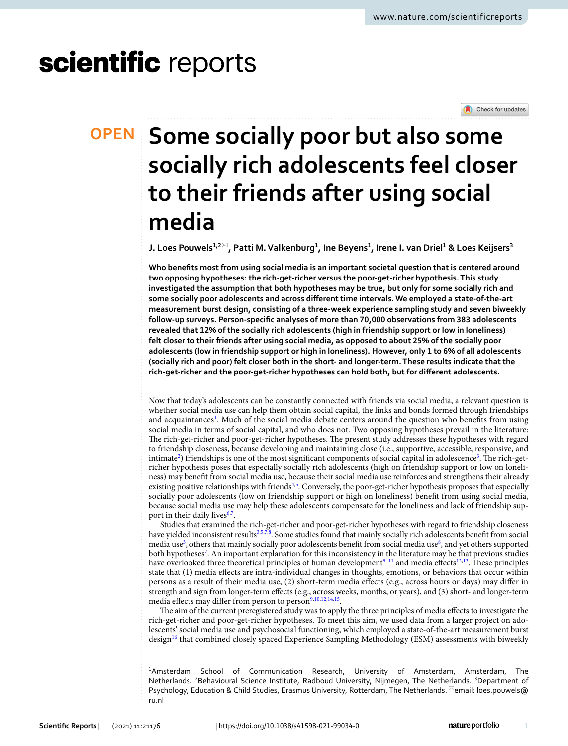# Some socially poor but also some socially rich adolescents feel closer to their friends after using social media

**J. Loes Pouwels[1,2], Patti M. Valkenburg[1], Ine Beyens[1], Irene I. van Driel[1] & Loes Keijsers[3]**

**Who benefits most from using social media is an important societal question that is centered around two opposing hypotheses: the rich-get-richer versus the poor-get-richer hypothesis. This study investigated the assumption that both hypotheses may be true, but only for some socially rich and some socially poor adolescents and across different time intervals. We employed a state-of-the-art measurement burst design, consisting of a three-week experience sampling study and seven biweekly follow-up surveys. Person-specific analyses of more than 70,000 observations from 383 adolescents revealed that 12% of the socially rich adolescents (high in friendship support or low in loneliness) felt closer to their friends after using social media, as opposed to about 25% of the socially poor adolescents (low in friendship support or high in loneliness). However, only 1 to 6% of all adolescents (socially rich and poor) felt closer both in the short- and longer-term. These results indicate that the rich-get-richer and the poor-get-richer hypotheses can hold both, but for different adolescents.**

Now that today's adolescents can be constantly connected with friends via social media, a relevant question is whether social media use can help them obtain social capital, the links and bonds formed through friendships and acquaintances[1]. Much of the social media debate centers around the question who benefits from using social media in terms of social capital, and who does not. Two opposing hypotheses prevail in the literature: The rich-get-richer and poor-get-richer hypotheses. The present study addresses these hypotheses with regard to friendship closeness, because developing and maintaining close (i.e., supportive, accessible, responsive, and intimate[2]) friendships is one of the most significant components of social capital in adolescence[3]. The rich-get-richer hypothesis poses that especially socially rich adolescents (high on friendship support or low on loneliness) may benefit from social media use, because their social media use reinforces and strengthens their already existing positive relationships with friends[4,5]. Conversely, the poor-get-richer hypothesis proposes that especially socially poor adolescents (low on friendship support or high on loneliness) benefit from using social media, because social media use may help these adolescents compensate for the loneliness and lack of friendship support in their daily lives[6,7].

Studies that examined the rich-get-richer and poor-get-richer hypotheses with regard to friendship closeness have yielded inconsistent results[3,5,7,8]. Some studies found that mainly socially rich adolescents benefit from social media use[3], others that mainly socially poor adolescents benefit from social media use[8], and yet others supported both hypotheses[7]. An important explanation for this inconsistency in the literature may be that previous studies have overlooked three theoretical principles of human development[9–11] and media effects[12,13]. These principles state that (1) media effects are intra-individual changes in thoughts, emotions, or behaviors that occur within persons as a result of their media use, (2) short-term media effects (e.g., across hours or days) may differ in strength and sign from longer-term effects (e.g., across weeks, months, or years), and (3) short- and longer-term media effects may differ from person to person[9,10,12,14,15].

The aim of the current preregistered study was to apply the three principles of media effects to investigate the rich-get-richer and poor-get-richer hypotheses. To meet this aim, we used data from a larger project on adolescents' social media use and psychosocial functioning, which employed a state-of-the-art measurement burst design[16] that combined closely spaced Experience Sampling Methodology (ESM) assessments with biweekly

[1]Amsterdam School of Communication Research, University of Amsterdam, Amsterdam, The Netherlands. [2]Behavioural Science Institute, Radboud University, Nijmegen, The Netherlands. [3]Department of Psychology, Education & Child Studies, Erasmus University, Rotterdam, The Netherlands. email: loes.pouwels@ru.nl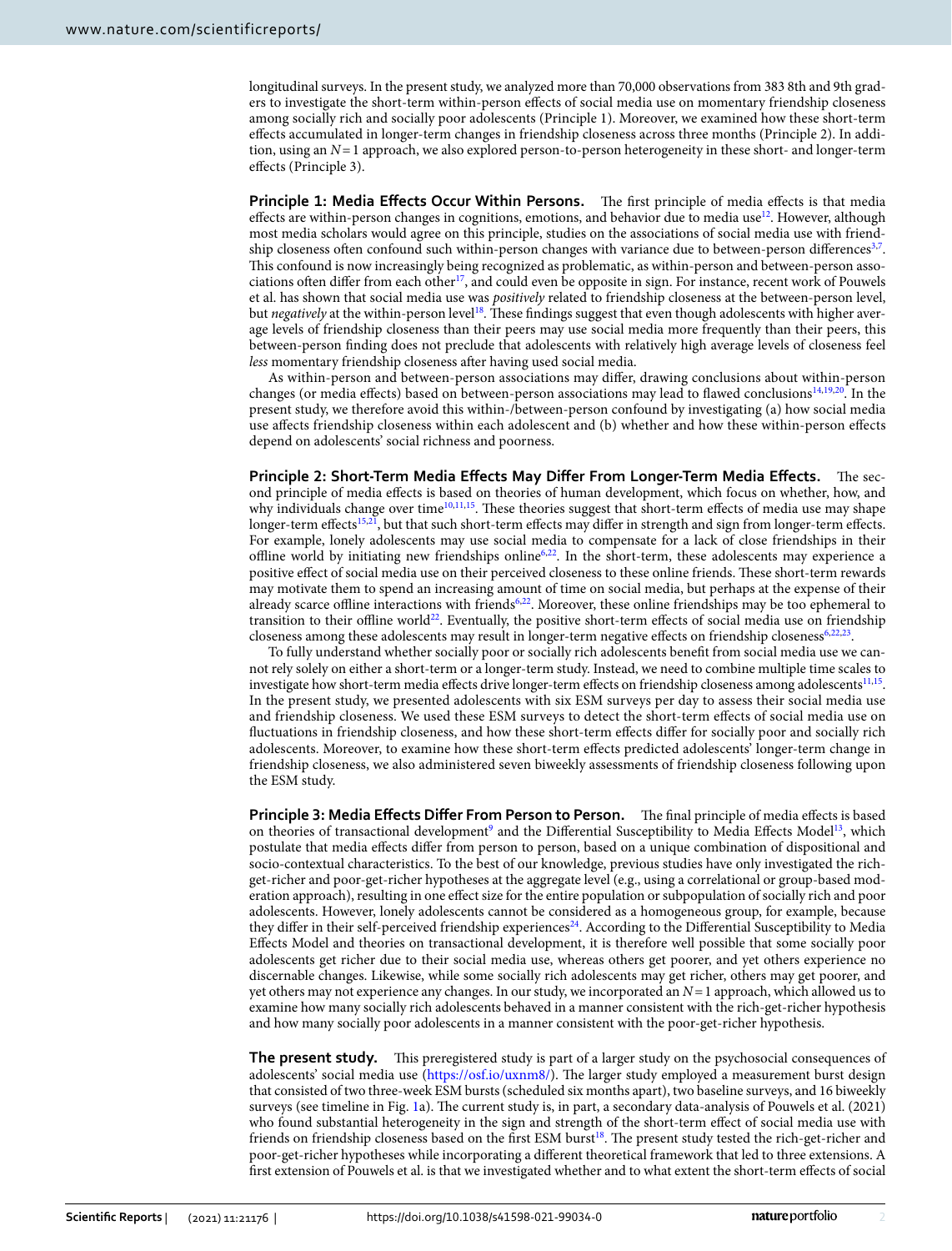longitudinal surveys. In the present study, we analyzed more than 70,000 observations from 383 8th and 9th graders to investigate the short-term within-person effects of social media use on momentary friendship closeness among socially rich and socially poor adolescents (Principle 1). Moreover, we examined how these short-term effects accumulated in longer-term changes in friendship closeness across three months (Principle 2). In addition, using an $N=1$ approach, we also explored person-to-person heterogeneity in these short- and longer-term effects (Principle 3).

**Principle 1: Media Effects Occur Within Persons.** The first principle of media effects is that media effects are within-person changes in cognitions, emotions, and behavior due to media use[12]. However, although most media scholars would agree on this principle, studies on the associations of social media use with friendship closeness often confound such within-person changes with variance due to between-person differences[3,7]. This confound is now increasingly being recognized as problematic, as within-person and between-person associations often differ from each other[17], and could even be opposite in sign. For instance, recent work of Pouwels et al. has shown that social media use was *positively* related to friendship closeness at the between-person level, but *negatively* at the within-person level[18]. These findings suggest that even though adolescents with higher average levels of friendship closeness than their peers may use social media more frequently than their peers, this between-person finding does not preclude that adolescents with relatively high average levels of closeness feel *less* momentary friendship closeness after having used social media.

As within-person and between-person associations may differ, drawing conclusions about within-person changes (or media effects) based on between-person associations may lead to flawed conclusions[14,19,20]. In the present study, we therefore avoid this within-/between-person confound by investigating (a) how social media use affects friendship closeness within each adolescent and (b) whether and how these within-person effects depend on adolescents' social richness and poorness.

**Principle 2: Short-Term Media Effects May Differ From Longer-Term Media Effects.** The second principle of media effects is based on theories of human development, which focus on whether, how, and why individuals change over time[10,11,15]. These theories suggest that short-term effects of media use may shape longer-term effects[15,21], but that such short-term effects may differ in strength and sign from longer-term effects. For example, lonely adolescents may use social media to compensate for a lack of close friendships in their offline world by initiating new friendships online[6,22]. In the short-term, these adolescents may experience a positive effect of social media use on their perceived closeness to these online friends. These short-term rewards may motivate them to spend an increasing amount of time on social media, but perhaps at the expense of their already scarce offline interactions with friends[6,22]. Moreover, these online friendships may be too ephemeral to transition to their offline world[22]. Eventually, the positive short-term effects of social media use on friendship closeness among these adolescents may result in longer-term negative effects on friendship closeness[6,22,23].

To fully understand whether socially poor or socially rich adolescents benefit from social media use we cannot rely solely on either a short-term or a longer-term study. Instead, we need to combine multiple time scales to investigate how short-term media effects drive longer-term effects on friendship closeness among adolescents[11,15]. In the present study, we presented adolescents with six ESM surveys per day to assess their social media use and friendship closeness. We used these ESM surveys to detect the short-term effects of social media use on fluctuations in friendship closeness, and how these short-term effects differ for socially poor and socially rich adolescents. Moreover, to examine how these short-term effects predicted adolescents' longer-term change in friendship closeness, we also administered seven biweekly assessments of friendship closeness following upon the ESM study.

**Principle 3: Media Effects Differ From Person to Person.** The final principle of media effects is based on theories of transactional development[9] and the Differential Susceptibility to Media Effects Model[13], which postulate that media effects differ from person to person, based on a unique combination of dispositional and socio-contextual characteristics. To the best of our knowledge, previous studies have only investigated the rich-get-richer and poor-get-richer hypotheses at the aggregate level (e.g., using a correlational or group-based moderation approach), resulting in one effect size for the entire population or subpopulation of socially rich and poor adolescents. However, lonely adolescents cannot be considered as a homogeneous group, for example, because they differ in their self-perceived friendship experiences[24]. According to the Differential Susceptibility to Media Effects Model and theories on transactional development, it is therefore well possible that some socially poor adolescents get richer due to their social media use, whereas others get poorer, and yet others experience no discernable changes. Likewise, while some socially rich adolescents may get richer, others may get poorer, and yet others may not experience any changes. In our study, we incorporated an $N=1$ approach, which allowed us to examine how many socially rich adolescents behaved in a manner consistent with the rich-get-richer hypothesis and how many socially poor adolescents in a manner consistent with the poor-get-richer hypothesis.

**The present study.** This preregistered study is part of a larger study on the psychosocial consequences of adolescents' social media use (https://osf.io/uxnm8/). The larger study employed a measurement burst design that consisted of two three-week ESM bursts (scheduled six months apart), two baseline surveys, and 16 biweekly surveys (see timeline in Fig. 1a). The current study is, in part, a secondary data-analysis of Pouwels et al. (2021) who found substantial heterogeneity in the sign and strength of the short-term effect of social media use with friends on friendship closeness based on the first ESM burst[18]. The present study tested the rich-get-richer and poor-get-richer hypotheses while incorporating a different theoretical framework that led to three extensions. A first extension of Pouwels et al. is that we investigated whether and to what extent the short-term effects of social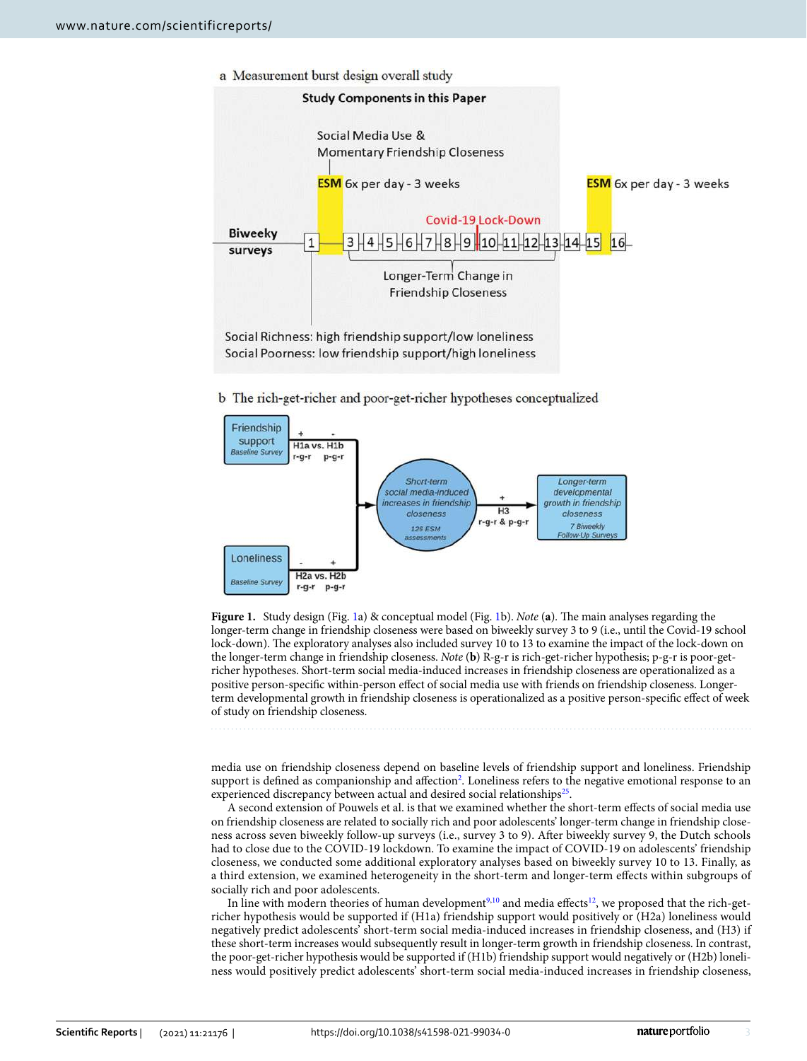a Measurement burst design overall study

Study Components in this Paper

Social Media Use &
Momentary Friendship Closeness

ESM 6x per day - 3 weeks

ESM 6x per day - 3 weeks

Covid-19 Lock-Down

Biweeky
surveys

1 3 4 5 6 7 8 9 10 11 12 13 14 15 16

Longer-Term Change in
Friendship Closeness

Social Richness: high friendship support/low loneliness
Social Poorness: low friendship support/high loneliness

b The rich-get-richer and poor-get-richer hypotheses conceptualized

Friendship support
Baseline Survey

+ -
H1a vs. H1b
r-g-r p-g-r

Short-term social media-induced increases in friendship closeness
126 ESM assessments

+
H3
r-g-r & p-g-r

Longer-term developmental growth in friendship closeness
7 Biweekly Follow-Up Surveys

Loneliness
Baseline Survey

- +
H2a vs. H2b
r-g-r p-g-r

**Figure 1.** Study design (Fig. 1a) & conceptual model (Fig. 1b). *Note* (**a**). The main analyses regarding the longer-term change in friendship closeness were based on biweekly survey 3 to 9 (i.e., until the Covid-19 school lock-down). The exploratory analyses also included survey 10 to 13 to examine the impact of the lock-down on the longer-term change in friendship closeness. *Note* (**b**) R-g-r is rich-get-richer hypothesis; p-g-r is poor-get-richer hypotheses. Short-term social media-induced increases in friendship closeness are operationalized as a positive person-specific within-person effect of social media use with friends on friendship closeness. Longer-term developmental growth in friendship closeness is operationalized as a positive person-specific effect of week of study on friendship closeness.

media use on friendship closeness depend on baseline levels of friendship support and loneliness. Friendship support is defined as companionship and affection[2]. Loneliness refers to the negative emotional response to an experienced discrepancy between actual and desired social relationships[25].

A second extension of Pouwels et al. is that we examined whether the short-term effects of social media use on friendship closeness are related to socially rich and poor adolescents' longer-term change in friendship closeness across seven biweekly follow-up surveys (i.e., survey 3 to 9). After biweekly survey 9, the Dutch schools had to close due to the COVID-19 lockdown. To examine the impact of COVID-19 on adolescents' friendship closeness, we conducted some additional exploratory analyses based on biweekly survey 10 to 13. Finally, as a third extension, we examined heterogeneity in the short-term and longer-term effects within subgroups of socially rich and poor adolescents.

In line with modern theories of human development[9,10] and media effects[12], we proposed that the rich-get-richer hypothesis would be supported if (H1a) friendship support would positively or (H2a) loneliness would negatively predict adolescents' short-term social media-induced increases in friendship closeness, and (H3) if these short-term increases would subsequently result in longer-term growth in friendship closeness. In contrast, the poor-get-richer hypothesis would be supported if (H1b) friendship support would negatively or (H2b) loneliness would positively predict adolescents' short-term social media-induced increases in friendship closeness,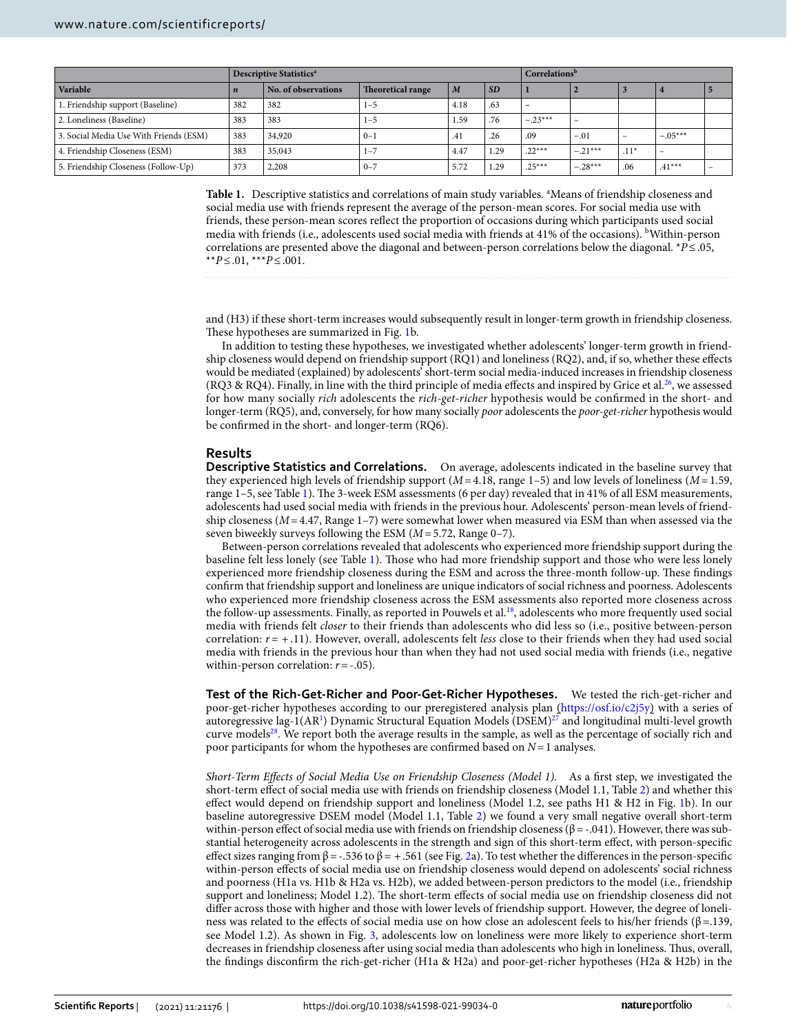| | Descriptive Statistics[a] | | | | | Correlations[b] | | | | |
|---|---|---|---|---|---|---|---|---|---|---|
| Variable | *n* | No. of observations | Theoretical range | *M* | *SD* | 1 | 2 | 3 | 4 | 5 |
| 1. Friendship support (Baseline) | 382 | 382 | 1–5 | 4.18 | .63 | – | | | | |
| 2. Loneliness (Baseline) | 383 | 383 | 1–5 | 1.59 | .76 | −.23*** | – | | | |
| 3. Social Media Use With Friends (ESM) | 383 | 34,920 | 0–1 | .41 | .26 | .09 | −.01 | – | −.05*** | |
| 4. Friendship Closeness (ESM) | 383 | 35,043 | 1–7 | 4.47 | 1.29 | .22*** | −.21*** | .11* | – | |
| 5. Friendship Closeness (Follow-Up) | 373 | 2,208 | 0–7 | 5.72 | 1.29 | .25*** | −.28*** | .06 | .41*** | – |

**Table 1.** Descriptive statistics and correlations of main study variables. [a]Means of friendship closeness and social media use with friends represent the average of the person-mean scores. For social media use with friends, these person-mean scores reflect the proportion of occasions during which participants used social media with friends (i.e., adolescents used social media with friends at 41% of the occasions). [b]Within-person correlations are presented above the diagonal and between-person correlations below the diagonal. *$P \leq .05$, **$P \leq .01$, ***$P \leq .001$.

and (H3) if these short-term increases would subsequently result in longer-term growth in friendship closeness. These hypotheses are summarized in Fig. 1b.

In addition to testing these hypotheses, we investigated whether adolescents' longer-term growth in friendship closeness would depend on friendship support (RQ1) and loneliness (RQ2), and, if so, whether these effects would be mediated (explained) by adolescents' short-term social media-induced increases in friendship closeness (RQ3 & RQ4). Finally, in line with the third principle of media effects and inspired by Grice et al.[26], we assessed for how many socially *rich* adolescents the *rich-get-richer* hypothesis would be confirmed in the short- and longer-term (RQ5), and, conversely, for how many socially *poor* adolescents the *poor-get-richer* hypothesis would be confirmed in the short- and longer-term (RQ6).

## Results

### Descriptive Statistics and Correlations.

On average, adolescents indicated in the baseline survey that they experienced high levels of friendship support ($M = 4.18$, range 1–5) and low levels of loneliness ($M = 1.59$, range 1–5, see Table 1). The 3-week ESM assessments (6 per day) revealed that in 41% of all ESM measurements, adolescents had used social media with friends in the previous hour. Adolescents' person-mean levels of friendship closeness ($M = 4.47$, Range 1–7) were somewhat lower when measured via ESM than when assessed via the seven biweekly surveys following the ESM ($M = 5.72$, Range 0–7).

Between-person correlations revealed that adolescents who experienced more friendship support during the baseline felt less lonely (see Table 1). Those who had more friendship support and those who were less lonely experienced more friendship closeness during the ESM and across the three-month follow-up. These findings confirm that friendship support and loneliness are unique indicators of social richness and poorness. Adolescents who experienced more friendship closeness across the ESM assessments also reported more closeness across the follow-up assessments. Finally, as reported in Pouwels et al.[18], adolescents who more frequently used social media with friends felt *closer* to their friends than adolescents who did less so (i.e., positive between-person correlation: $r = +.11$). However, overall, adolescents felt *less* close to their friends when they had used social media with friends in the previous hour than when they had not used social media with friends (i.e., negative within-person correlation: $r = -.05$).

### Test of the Rich-Get-Richer and Poor-Get-Richer Hypotheses.

We tested the rich-get-richer and poor-get-richer hypotheses according to our preregistered analysis plan (https://osf.io/c2j5y) with a series of autoregressive lag-1(AR[1]) Dynamic Structural Equation Models (DSEM)[27] and longitudinal multi-level growth curve models[28]. We report both the average results in the sample, as well as the percentage of socially rich and poor participants for whom the hypotheses are confirmed based on $N = 1$ analyses.

*Short-Term Effects of Social Media Use on Friendship Closeness (Model 1).* As a first step, we investigated the short-term effect of social media use with friends on friendship closeness (Model 1.1, Table 2) and whether this effect would depend on friendship support and loneliness (Model 1.2, see paths H1 & H2 in Fig. 1b). In our baseline autoregressive DSEM model (Model 1.1, Table 2) we found a very small negative overall short-term within-person effect of social media use with friends on friendship closeness ($\beta = -.041$). However, there was substantial heterogeneity across adolescents in the strength and sign of this short-term effect, with person-specific effect sizes ranging from $\beta = -.536$ to $\beta = +.561$ (see Fig. 2a). To test whether the differences in the person-specific within-person effects of social media use on friendship closeness would depend on adolescents' social richness and poorness (H1a vs. H1b & H2a vs. H2b), we added between-person predictors to the model (i.e., friendship support and loneliness; Model 1.2). The short-term effects of social media use on friendship closeness did not differ across those with higher and those with lower levels of friendship support. However, the degree of loneliness was related to the effects of social media use on how close an adolescent feels to his/her friends ($\beta = .139$, see Model 1.2). As shown in Fig. 3, adolescents low on loneliness were more likely to experience short-term decreases in friendship closeness after using social media than adolescents who high in loneliness. Thus, overall, the findings disconfirm the rich-get-richer (H1a & H2a) and poor-get-richer hypotheses (H2a & H2b) in the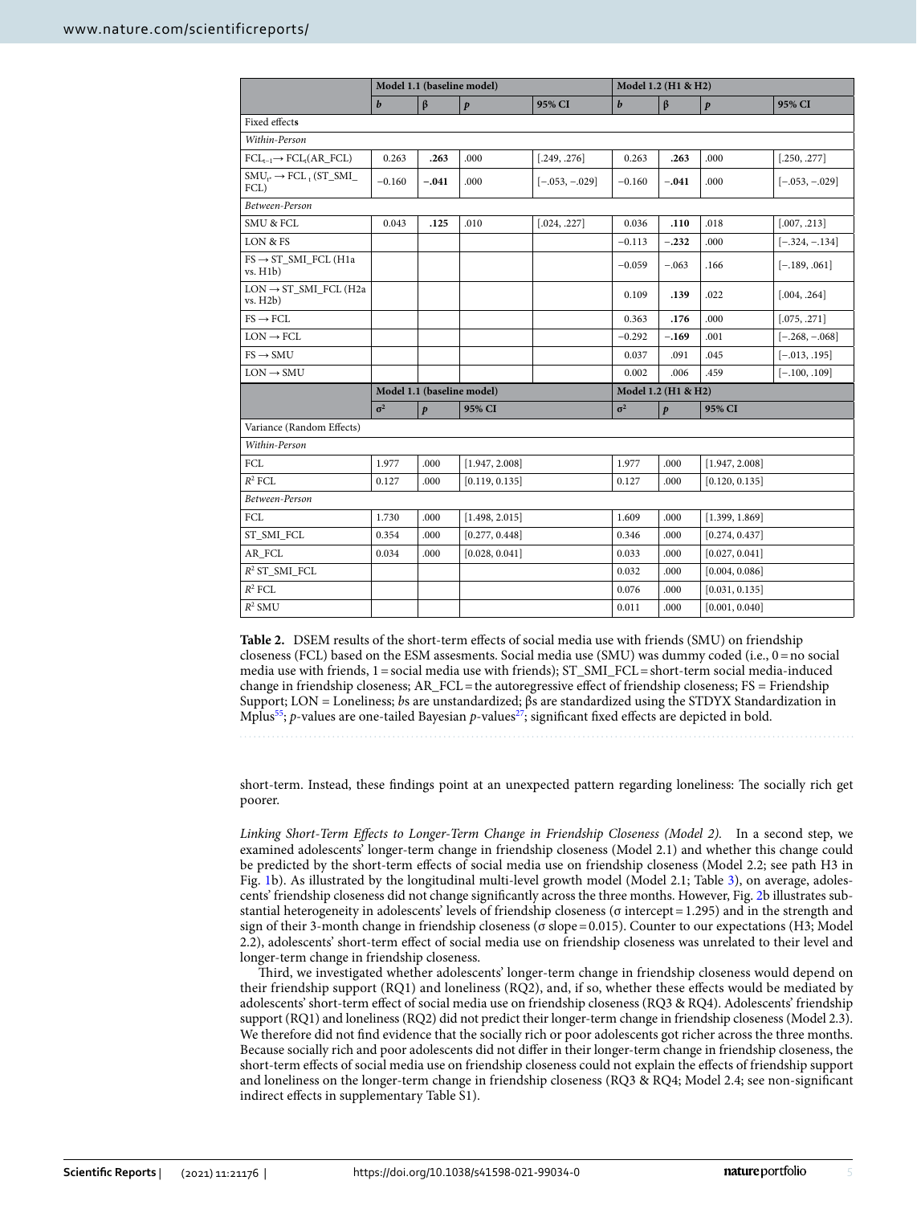| | Model 1.1 (baseline model) | | | | Model 1.2 (H1 & H2) | | | |
|---|---|---|---|---|---|---|---|---|
| | *b* | β | *p* | 95% CI | *b* | β | *p* | 95% CI |
| Fixed effects | | | | | | | | |
| *Within-Person* | | | | | | | | |
| $FCL_{t-1} \rightarrow FCL_t$(AR_FCL) | 0.263 | **.263** | .000 | [.249, .276] | 0.263 | **.263** | .000 | [.250, .277] |
| $SMU_t \rightarrow FCL_t$ (ST_SMI_FCL) | −0.160 | **−.041** | .000 | [−.053, −.029] | −0.160 | **−.041** | .000 | [−.053, −.029] |
| *Between-Person* | | | | | | | | |
| SMU & FCL | 0.043 | **.125** | .010 | [.024, .227] | 0.036 | **.110** | .018 | [.007, .213] |
| LON & FS | | | | | −0.113 | **−.232** | .000 | [−.324, −.134] |
| FS → ST_SMI_FCL (H1a vs. H1b) | | | | | −0.059 | −.063 | .166 | [−.189, .061] |
| LON → ST_SMI_FCL (H2a vs. H2b) | | | | | 0.109 | **.139** | .022 | [.004, .264] |
| FS → FCL | | | | | 0.363 | **.176** | .000 | [.075, .271] |
| LON → FCL | | | | | −0.292 | **−.169** | .001 | [−.268, −.068] |
| FS → SMU | | | | | 0.037 | .091 | .045 | [−.013, .195] |
| LON → SMU | | | | | 0.002 | .006 | .459 | [−.100, .109] |
| | **Model 1.1 (baseline model)** | | | | **Model 1.2 (H1 & H2)** | | | |
| | $\sigma^2$ | *p* | 95% CI | | $\sigma^2$ | *p* | 95% CI | |
| Variance (Random Effects) | | | | | | | | |
| *Within-Person* | | | | | | | | |
| FCL | 1.977 | .000 | [1.947, 2.008] | | 1.977 | .000 | [1.947, 2.008] | |
| $R^2$ FCL | 0.127 | .000 | [0.119, 0.135] | | 0.127 | .000 | [0.120, 0.135] | |
| *Between-Person* | | | | | | | | |
| FCL | 1.730 | .000 | [1.498, 2.015] | | 1.609 | .000 | [1.399, 1.869] | |
| ST_SMI_FCL | 0.354 | .000 | [0.277, 0.448] | | 0.346 | .000 | [0.274, 0.437] | |
| AR_FCL | 0.034 | .000 | [0.028, 0.041] | | 0.033 | .000 | [0.027, 0.041] | |
| $R^2$ ST_SMI_FCL | | | | | 0.032 | .000 | [0.004, 0.086] | |
| $R^2$ FCL | | | | | 0.076 | .000 | [0.031, 0.135] | |
| $R^2$ SMU | | | | | 0.011 | .000 | [0.001, 0.040] | |

**Table 2.** DSEM results of the short-term effects of social media use with friends (SMU) on friendship closeness (FCL) based on the ESM assesments. Social media use (SMU) was dummy coded (i.e., 0 = no social media use with friends, 1 = social media use with friends); ST_SMI_FCL = short-term social media-induced change in friendship closeness; AR_FCL = the autoregressive effect of friendship closeness; FS = Friendship Support; LON = Loneliness; *b*s are unstandardized; βs are standardized using the STDYX Standardization in Mplus[55]; *p*-values are one-tailed Bayesian *p*-values[27]; significant fixed effects are depicted in bold.

short-term. Instead, these findings point at an unexpected pattern regarding loneliness: The socially rich get poorer.

*Linking Short-Term Effects to Longer-Term Change in Friendship Closeness (Model 2).* In a second step, we examined adolescents' longer-term change in friendship closeness (Model 2.1) and whether this change could be predicted by the short-term effects of social media use on friendship closeness (Model 2.2; see path H3 in Fig. 1b). As illustrated by the longitudinal multi-level growth model (Model 2.1; Table 3), on average, adolescents' friendship closeness did not change significantly across the three months. However, Fig. 2b illustrates substantial heterogeneity in adolescents' levels of friendship closeness (σ intercept = 1.295) and in the strength and sign of their 3-month change in friendship closeness (σ slope = 0.015). Counter to our expectations (H3; Model 2.2), adolescents' short-term effect of social media use on friendship closeness was unrelated to their level and longer-term change in friendship closeness.

Third, we investigated whether adolescents' longer-term change in friendship closeness would depend on their friendship support (RQ1) and loneliness (RQ2), and, if so, whether these effects would be mediated by adolescents' short-term effect of social media use on friendship closeness (RQ3 & RQ4). Adolescents' friendship support (RQ1) and loneliness (RQ2) did not predict their longer-term change in friendship closeness (Model 2.3). We therefore did not find evidence that the socially rich or poor adolescents got richer across the three months. Because socially rich and poor adolescents did not differ in their longer-term change in friendship closeness, the short-term effects of social media use on friendship closeness could not explain the effects of friendship support and loneliness on the longer-term change in friendship closeness (RQ3 & RQ4; Model 2.4; see non-significant indirect effects in supplementary Table S1).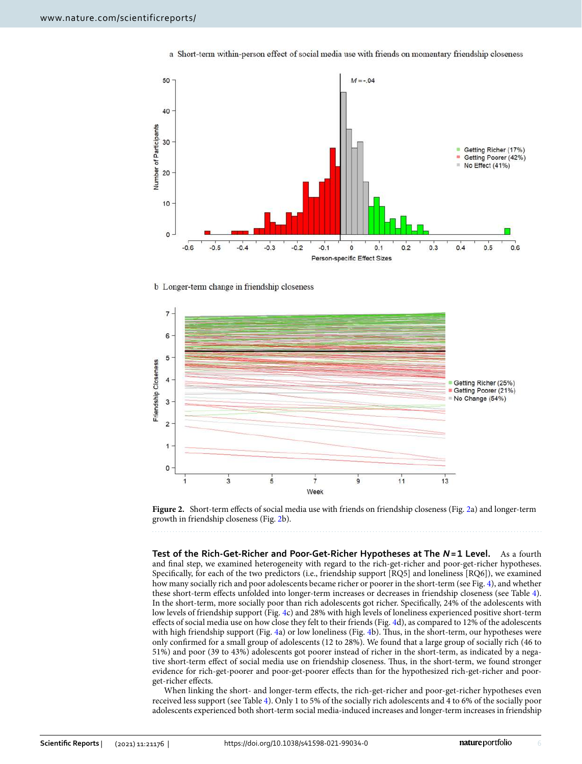a Short-term within-person effect of social media use with friends on momentary friendship closeness

M = -.04

Number of Participants

50
40
30
20
10
0

-0.6 -0.5 -0.4 -0.3 -0.2 -0.1 0 0.1 0.2 0.3 0.4 0.5 0.6

Person-specific Effect Sizes

Getting Richer (17%)
Getting Poorer (42%)
No Effect (41%)

b Longer-term change in friendship closeness

Friendship Closeness

7
6
5
4
3
2
1
0

1 3 5 7 9 11 13

Week

Getting Richer (25%)
Getting Poorer (21%)
No Change (54%)

**Figure 2.** Short-term effects of social media use with friends on friendship closeness (Fig. 2a) and longer-term growth in friendship closeness (Fig. 2b).

**Test of the Rich-Get-Richer and Poor-Get-Richer Hypotheses at The *N* = 1 Level.** As a fourth and final step, we examined heterogeneity with regard to the rich-get-richer and poor-get-richer hypotheses. Specifically, for each of the two predictors (i.e., friendship support [RQ5] and loneliness [RQ6]), we examined how many socially rich and poor adolescents became richer or poorer in the short-term (see Fig. 4), and whether these short-term effects unfolded into longer-term increases or decreases in friendship closeness (see Table 4). In the short-term, more socially poor than rich adolescents got richer. Specifically, 24% of the adolescents with low levels of friendship support (Fig. 4c) and 28% with high levels of loneliness experienced positive short-term effects of social media use on how close they felt to their friends (Fig. 4d), as compared to 12% of the adolescents with high friendship support (Fig. 4a) or low loneliness (Fig. 4b). Thus, in the short-term, our hypotheses were only confirmed for a small group of adolescents (12 to 28%). We found that a large group of socially rich (46 to 51%) and poor (39 to 43%) adolescents got poorer instead of richer in the short-term, as indicated by a negative short-term effect of social media use on friendship closeness. Thus, in the short-term, we found stronger evidence for rich-get-poorer and poor-get-poorer effects than for the hypothesized rich-get-richer and poor-get-richer effects.

When linking the short- and longer-term effects, the rich-get-richer and poor-get-richer hypotheses even received less support (see Table 4). Only 1 to 5% of the socially rich adolescents and 4 to 6% of the socially poor adolescents experienced both short-term social media-induced increases and longer-term increases in friendship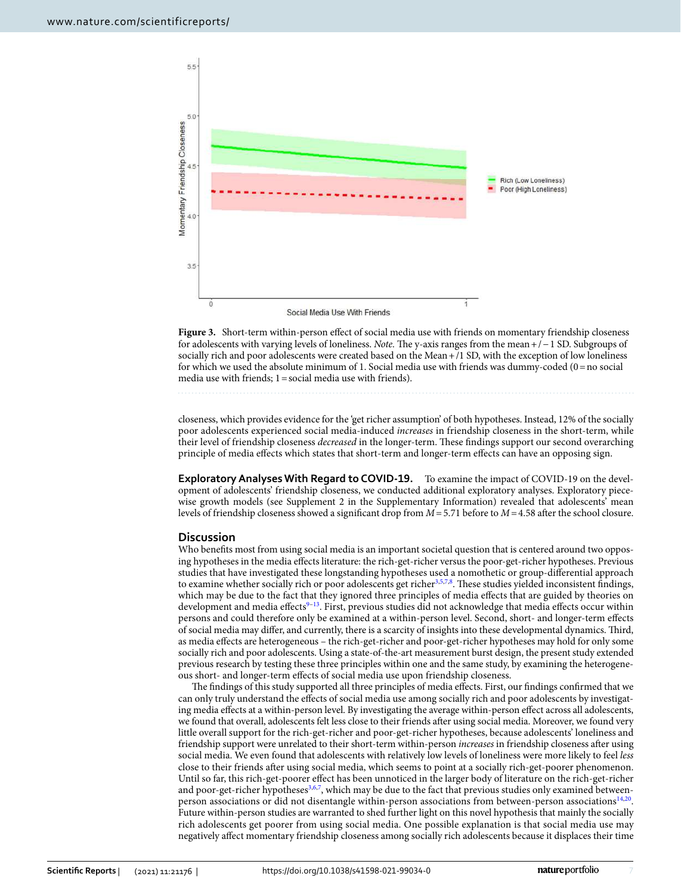5.5
5.0
4.5
4.0
3.5
Momentary Friendship Closeness
0
1
Social Media Use With Friends
Rich (Low Loneliness)
Poor (High Loneliness)

**Figure 3.** Short-term within-person effect of social media use with friends on momentary friendship closeness for adolescents with varying levels of loneliness. *Note.* The y-axis ranges from the mean +/− 1 SD. Subgroups of socially rich and poor adolescents were created based on the Mean + /1 SD, with the exception of low loneliness for which we used the absolute minimum of 1. Social media use with friends was dummy-coded (0 = no social media use with friends; 1 = social media use with friends).

closeness, which provides evidence for the 'get richer assumption' of both hypotheses. Instead, 12% of the socially poor adolescents experienced social media-induced *increases* in friendship closeness in the short-term, while their level of friendship closeness *decreased* in the longer-term. These findings support our second overarching principle of media effects which states that short-term and longer-term effects can have an opposing sign.

**Exploratory Analyses With Regard to COVID-19.** To examine the impact of COVID-19 on the development of adolescents' friendship closeness, we conducted additional exploratory analyses. Exploratory piecewise growth models (see Supplement 2 in the Supplementary Information) revealed that adolescents' mean levels of friendship closeness showed a significant drop from $M = 5.71$ before to $M = 4.58$ after the school closure.

## Discussion

Who benefits most from using social media is an important societal question that is centered around two opposing hypotheses in the media effects literature: the rich-get-richer versus the poor-get-richer hypotheses. Previous studies that have investigated these longstanding hypotheses used a nomothetic or group-differential approach to examine whether socially rich or poor adolescents get richer[3,5,7,8]. These studies yielded inconsistent findings, which may be due to the fact that they ignored three principles of media effects that are guided by theories on development and media effects[9–13]. First, previous studies did not acknowledge that media effects occur within persons and could therefore only be examined at a within-person level. Second, short- and longer-term effects of social media may differ, and currently, there is a scarcity of insights into these developmental dynamics. Third, as media effects are heterogeneous – the rich-get-richer and poor-get-richer hypotheses may hold for only some socially rich and poor adolescents. Using a state-of-the-art measurement burst design, the present study extended previous research by testing these three principles within one and the same study, by examining the heterogeneous short- and longer-term effects of social media use upon friendship closeness.

The findings of this study supported all three principles of media effects. First, our findings confirmed that we can only truly understand the effects of social media use among socially rich and poor adolescents by investigating media effects at a within-person level. By investigating the average within-person effect across all adolescents, we found that overall, adolescents felt less close to their friends after using social media. Moreover, we found very little overall support for the rich-get-richer and poor-get-richer hypotheses, because adolescents' loneliness and friendship support were unrelated to their short-term within-person *increases* in friendship closeness after using social media. We even found that adolescents with relatively low levels of loneliness were more likely to feel *less* close to their friends after using social media, which seems to point at a socially rich-get-poorer phenomenon. Until so far, this rich-get-poorer effect has been unnoticed in the larger body of literature on the rich-get-richer and poor-get-richer hypotheses[3,6,7], which may be due to the fact that previous studies only examined between-person associations or did not disentangle within-person associations from between-person associations[14,20]. Future within-person studies are warranted to shed further light on this novel hypothesis that mainly the socially rich adolescents get poorer from using social media. One possible explanation is that social media use may negatively affect momentary friendship closeness among socially rich adolescents because it displaces their time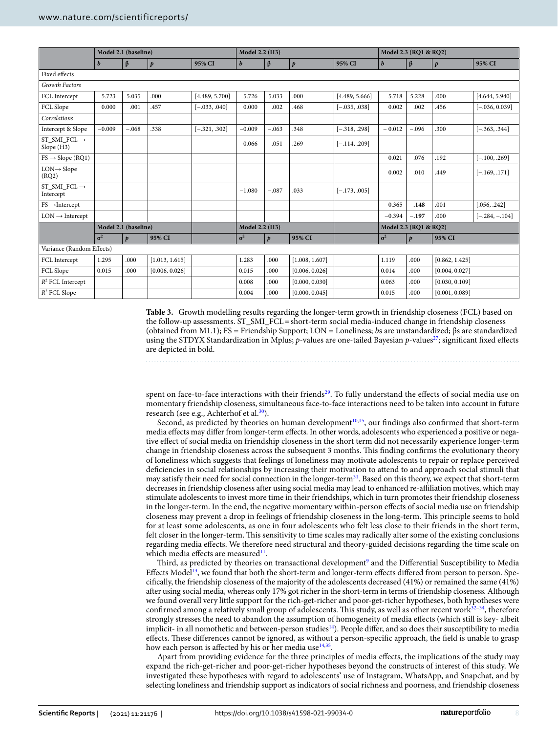| | Model 2.1 (baseline) | | | | Model 2.2 (H3) | | | | Model 2.3 (RQ1 & RQ2) | | | |
|---|---|---|---|---|---|---|---|---|---|---|---|---|
| | *b* | β | *p* | 95% CI | *b* | β | *p* | 95% CI | *b* | β | *p* | 95% CI |
| Fixed effects | | | | | | | | | | | | |
| *Growth Factors* | | | | | | | | | | | | |
| FCL Intercept | 5.723 | 5.035 | .000 | [4.489, 5.700] | 5.726 | 5.033 | .000 | [4.489, 5.666] | 5.718 | 5.228 | .000 | [4.644, 5.940] |
| FCL Slope | 0.000 | .001 | .457 | [−.033, .040] | 0.000 | .002 | .468 | [−.035, .038] | 0.002 | .002 | .456 | [−.036, 0.039] |
| *Correlations* | | | | | | | | | | | | |
| Intercept & Slope | −0.009 | −.068 | .338 | [−.321, .302] | −0.009 | −.063 | .348 | [−.318, .298] | − 0.012 | −.096 | .300 | [−.363, .344] |
| ST_SMI_FCL → Slope (H3) | | | | | 0.066 | .051 | .269 | [−.114, .209] | | | | |
| FS → Slope (RQ1) | | | | | | | | | 0.021 | .076 | .192 | [−.100, .269] |
| LON→ Slope (RQ2) | | | | | | | | | 0.002 | .010 | .449 | [−.169, .171] |
| ST_SMI_FCL → Intercept | | | | | −1.080 | −.087 | .033 | [−.173, .005] | | | | |
| FS →Intercept | | | | | | | | | 0.365 | **.148** | .001 | [.056, .242] |
| LON → Intercept | | | | | | | | | −0.394 | **−.197** | .000 | [−.284, −.104] |
| | **Model 2.1 (baseline)** | | | | **Model 2.2 (H3)** | | | | **Model 2.3 (RQ1 & RQ2)** | | | |
| | $\sigma^2$ | *p* | 95% CI | | $\sigma^2$ | *p* | 95% CI | | $\sigma^2$ | *p* | 95% CI | |
| Variance (Random Effects) | | | | | | | | | | | | |
| FCL Intercept | 1.295 | .000 | [1.013, 1.615] | | 1.283 | .000 | [1.008, 1.607] | | 1.119 | .000 | [0.862, 1.425] | |
| FCL Slope | 0.015 | .000 | [0.006, 0.026] | | 0.015 | .000 | [0.006, 0.026] | | 0.014 | .000 | [0.004, 0.027] | |
| $R^2$ FCL Intercept | | | | | 0.008 | .000 | [0.000, 0.030] | | 0.063 | .000 | [0.030, 0.109] | |
| $R^2$ FCL Slope | | | | | 0.004 | .000 | [0.000, 0.045] | | 0.015 | .000 | [0.001, 0.089] | |

**Table 3.** Growth modelling results regarding the longer-term growth in friendship closeness (FCL) based on the follow-up assessments. ST_SMI_FCL = short-term social media-induced change in friendship closeness (obtained from M1.1); FS = Friendship Support; LON = Loneliness; *b*s are unstandardized; βs are standardized using the STDYX Standardization in Mplus; *p*-values are one-tailed Bayesian *p*-values[27]; significant fixed effects are depicted in bold.

spent on face-to-face interactions with their friends[29]. To fully understand the effects of social media use on momentary friendship closeness, simultaneous face-to-face interactions need to be taken into account in future research (see e.g., Achterhof et al.[30]).

Second, as predicted by theories on human development[10,15], our findings also confirmed that short-term media effects may differ from longer-term effects. In other words, adolescents who experienced a positive or negative effect of social media on friendship closeness in the short term did not necessarily experience longer-term change in friendship closeness across the subsequent 3 months. This finding confirms the evolutionary theory of loneliness which suggests that feelings of loneliness may motivate adolescents to repair or replace perceived deficiencies in social relationships by increasing their motivation to attend to and approach social stimuli that may satisfy their need for social connection in the longer-term[31]. Based on this theory, we expect that short-term decreases in friendship closeness after using social media may lead to enhanced re-affiliation motives, which may stimulate adolescents to invest more time in their friendships, which in turn promotes their friendship closeness in the longer-term. In the end, the negative momentary within-person effects of social media use on friendship closeness may prevent a drop in feelings of friendship closeness in the long-term. This principle seems to hold for at least some adolescents, as one in four adolescents who felt less close to their friends in the short term, felt closer in the longer-term. This sensitivity to time scales may radically alter some of the existing conclusions regarding media effects. We therefore need structural and theory-guided decisions regarding the time scale on which media effects are measured[11].

Third, as predicted by theories on transactional development[9] and the Differential Susceptibility to Media Effects Model[13], we found that both the short-term and longer-term effects differed from person to person. Specifically, the friendship closeness of the majority of the adolescents decreased (41%) or remained the same (41%) after using social media, whereas only 17% got richer in the short-term in terms of friendship closeness. Although we found overall very little support for the rich-get-richer and poor-get-richer hypotheses, both hypotheses were confirmed among a relatively small group of adolescents. This study, as well as other recent work[32–34], therefore strongly stresses the need to abandon the assumption of homogeneity of media effects (which still is key- albeit implicit- in all nomothetic and between-person studies[14]). People differ, and so does their susceptibility to media effects. These differences cannot be ignored, as without a person-specific approach, the field is unable to grasp how each person is affected by his or her media use[14,35].

Apart from providing evidence for the three principles of media effects, the implications of the study may expand the rich-get-richer and poor-get-richer hypotheses beyond the constructs of interest of this study. We investigated these hypotheses with regard to adolescents' use of Instagram, WhatsApp, and Snapchat, and by selecting loneliness and friendship support as indicators of social richness and poorness, and friendship closeness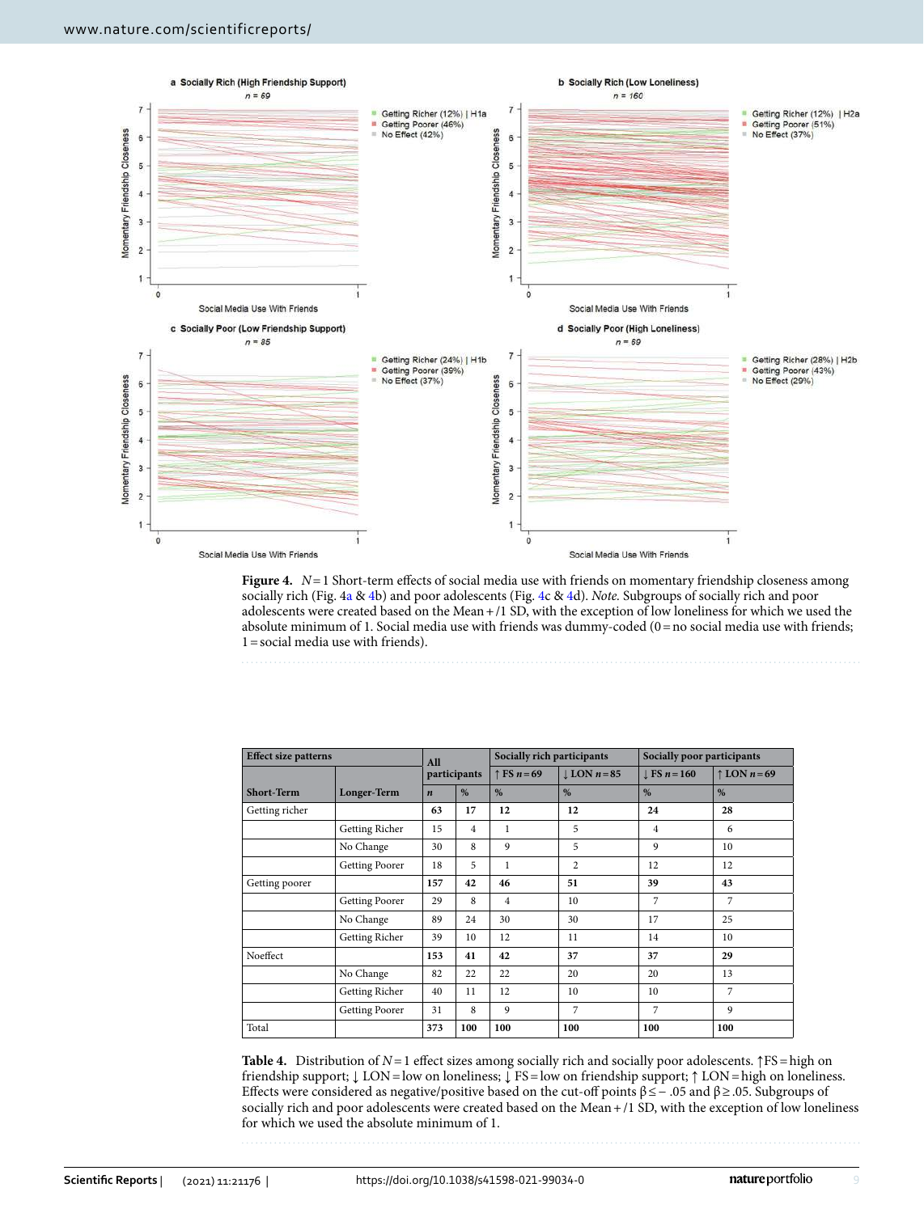a Socially Rich (High Friendship Support)
n = 69

Getting Richer (12%) | H1a
Getting Poorer (46%)
No Effect (42%)

Momentary Friendship Closeness
Social Media Use With Friends

b Socially Rich (Low Loneliness)
n = 160

Getting Richer (12%) | H2a
Getting Poorer (51%)
No Effect (37%)

Momentary Friendship Closeness
Social Media Use With Friends

c Socially Poor (Low Friendship Support)
n = 85

Getting Richer (24%) | H1b
Getting Poorer (39%)
No Effect (37%)

Momentary Friendship Closeness
Social Media Use With Friends

d Socially Poor (High Loneliness)
n = 69

Getting Richer (28%) | H2b
Getting Poorer (43%)
No Effect (29%)

Momentary Friendship Closeness
Social Media Use With Friends

**Figure 4.** $N = 1$ Short-term effects of social media use with friends on momentary friendship closeness among socially rich (Fig. 4a & 4b) and poor adolescents (Fig. 4c & 4d). *Note.* Subgroups of socially rich and poor adolescents were created based on the Mean + /1 SD, with the exception of low loneliness for which we used the absolute minimum of 1. Social media use with friends was dummy-coded (0 = no social media use with friends; 1 = social media use with friends).

| Effect size patterns | | All participants | | Socially rich participants | | Socially poor participants | |
|---|---|---|---|---|---|---|---|
| | | | | ↑FS $n = 69$ | ↓LON $n = 85$ | ↓FS $n = 160$ | ↑LON $n = 69$ |
| **Short-Term** | **Longer-Term** | ***n*** | **%** | **%** | **%** | **%** | **%** |
| Getting richer | | **63** | **17** | **12** | **12** | **24** | **28** |
| | Getting Richer | 15 | 4 | 1 | 5 | 4 | 6 |
| | No Change | 30 | 8 | 9 | 5 | 9 | 10 |
| | Getting Poorer | 18 | 5 | 1 | 2 | 12 | 12 |
| Getting poorer | | **157** | **42** | **46** | **51** | **39** | **43** |
| | Getting Poorer | 29 | 8 | 4 | 10 | 7 | 7 |
| | No Change | 89 | 24 | 30 | 30 | 17 | 25 |
| | Getting Richer | 39 | 10 | 12 | 11 | 14 | 10 |
| Noeffect | | **153** | **41** | **42** | **37** | **37** | **29** |
| | No Change | 82 | 22 | 22 | 20 | 20 | 13 |
| | Getting Richer | 40 | 11 | 12 | 10 | 10 | 7 |
| | Getting Poorer | 31 | 8 | 9 | 7 | 7 | 9 |
| Total | | **373** | **100** | **100** | **100** | **100** | **100** |

**Table 4.** Distribution of $N = 1$ effect sizes among socially rich and socially poor adolescents. ↑FS = high on friendship support; ↓ LON = low on loneliness; ↓ FS = low on friendship support; ↑ LON = high on loneliness. Effects were considered as negative/positive based on the cut-off points $\beta \leq -.05$ and $\beta \geq .05$. Subgroups of socially rich and poor adolescents were created based on the Mean + /1 SD, with the exception of low loneliness for which we used the absolute minimum of 1.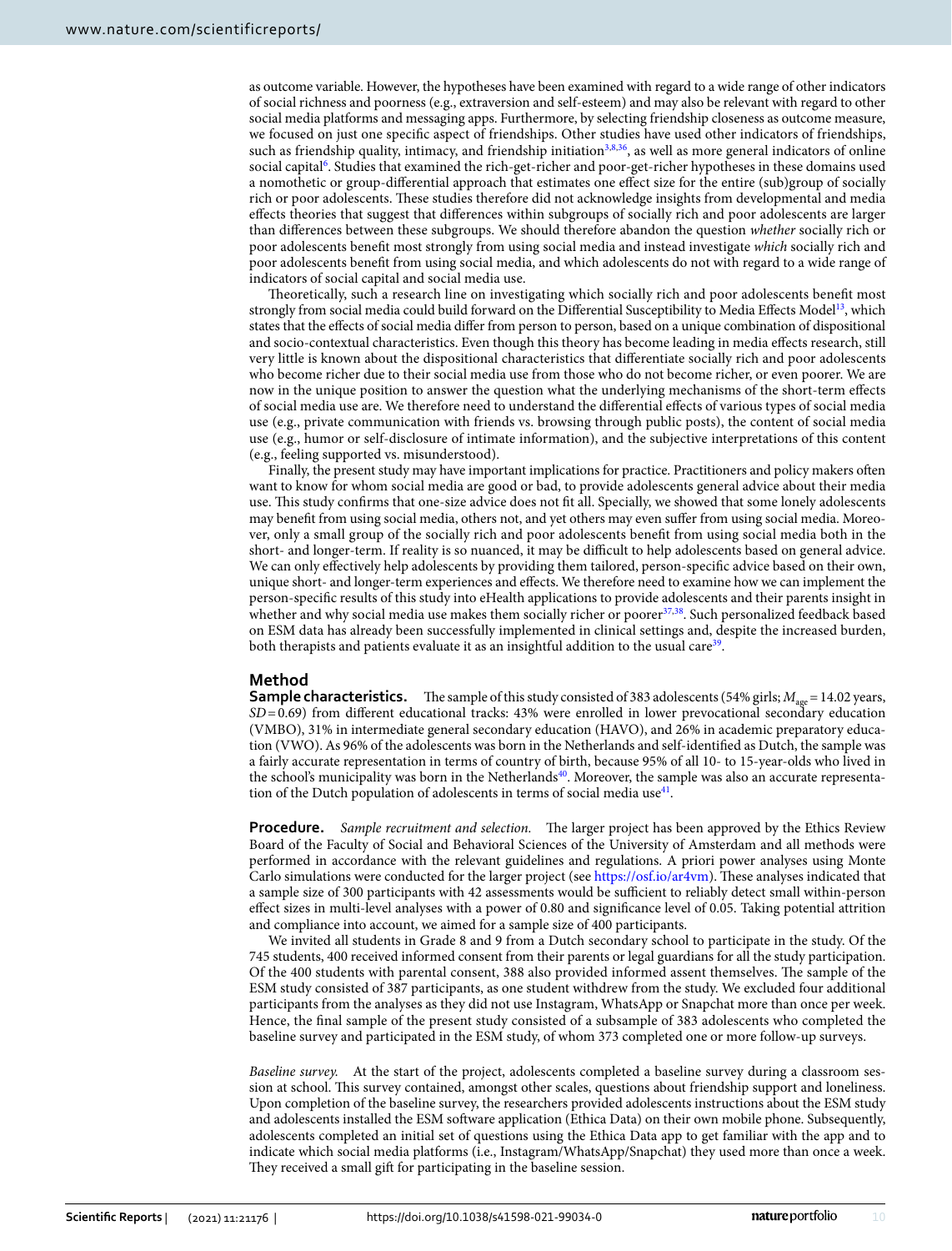as outcome variable. However, the hypotheses have been examined with regard to a wide range of other indicators of social richness and poorness (e.g., extraversion and self-esteem) and may also be relevant with regard to other social media platforms and messaging apps. Furthermore, by selecting friendship closeness as outcome measure, we focused on just one specific aspect of friendships. Other studies have used other indicators of friendships, such as friendship quality, intimacy, and friendship initiation[3,8,36], as well as more general indicators of online social capital[6]. Studies that examined the rich-get-richer and poor-get-richer hypotheses in these domains used a nomothetic or group-differential approach that estimates one effect size for the entire (sub)group of socially rich or poor adolescents. These studies therefore did not acknowledge insights from developmental and media effects theories that suggest that differences within subgroups of socially rich and poor adolescents are larger than differences between these subgroups. We should therefore abandon the question *whether* socially rich or poor adolescents benefit most strongly from using social media and instead investigate *which* socially rich and poor adolescents benefit from using social media, and which adolescents do not with regard to a wide range of indicators of social capital and social media use.

Theoretically, such a research line on investigating which socially rich and poor adolescents benefit most strongly from social media could build forward on the Differential Susceptibility to Media Effects Model[13], which states that the effects of social media differ from person to person, based on a unique combination of dispositional and socio-contextual characteristics. Even though this theory has become leading in media effects research, still very little is known about the dispositional characteristics that differentiate socially rich and poor adolescents who become richer due to their social media use from those who do not become richer, or even poorer. We are now in the unique position to answer the question what the underlying mechanisms of the short-term effects of social media use are. We therefore need to understand the differential effects of various types of social media use (e.g., private communication with friends vs. browsing through public posts), the content of social media use (e.g., humor or self-disclosure of intimate information), and the subjective interpretations of this content (e.g., feeling supported vs. misunderstood).

Finally, the present study may have important implications for practice. Practitioners and policy makers often want to know for whom social media are good or bad, to provide adolescents general advice about their media use. This study confirms that one-size advice does not fit all. Specially, we showed that some lonely adolescents may benefit from using social media, others not, and yet others may even suffer from using social media. Moreover, only a small group of the socially rich and poor adolescents benefit from using social media both in the short- and longer-term. If reality is so nuanced, it may be difficult to help adolescents based on general advice. We can only effectively help adolescents by providing them tailored, person-specific advice based on their own, unique short- and longer-term experiences and effects. We therefore need to examine how we can implement the person-specific results of this study into eHealth applications to provide adolescents and their parents insight in whether and why social media use makes them socially richer or poorer[37,38]. Such personalized feedback based on ESM data has already been successfully implemented in clinical settings and, despite the increased burden, both therapists and patients evaluate it as an insightful addition to the usual care[39].

## Method

**Sample characteristics.** The sample of this study consisted of 383 adolescents (54% girls; $M_{age}$ = 14.02 years, $SD$ = 0.69) from different educational tracks: 43% were enrolled in lower prevocational secondary education (VMBO), 31% in intermediate general secondary education (HAVO), and 26% in academic preparatory education (VWO). As 96% of the adolescents was born in the Netherlands and self-identified as Dutch, the sample was a fairly accurate representation in terms of country of birth, because 95% of all 10- to 15-year-olds who lived in the school's municipality was born in the Netherlands[40]. Moreover, the sample was also an accurate representation of the Dutch population of adolescents in terms of social media use[41].

**Procedure.** *Sample recruitment and selection.* The larger project has been approved by the Ethics Review Board of the Faculty of Social and Behavioral Sciences of the University of Amsterdam and all methods were performed in accordance with the relevant guidelines and regulations. A priori power analyses using Monte Carlo simulations were conducted for the larger project (see https://osf.io/ar4vm). These analyses indicated that a sample size of 300 participants with 42 assessments would be sufficient to reliably detect small within-person effect sizes in multi-level analyses with a power of 0.80 and significance level of 0.05. Taking potential attrition and compliance into account, we aimed for a sample size of 400 participants.

We invited all students in Grade 8 and 9 from a Dutch secondary school to participate in the study. Of the 745 students, 400 received informed consent from their parents or legal guardians for all the study participation. Of the 400 students with parental consent, 388 also provided informed assent themselves. The sample of the ESM study consisted of 387 participants, as one student withdrew from the study. We excluded four additional participants from the analyses as they did not use Instagram, WhatsApp or Snapchat more than once per week. Hence, the final sample of the present study consisted of a subsample of 383 adolescents who completed the baseline survey and participated in the ESM study, of whom 373 completed one or more follow-up surveys.

*Baseline survey.* At the start of the project, adolescents completed a baseline survey during a classroom session at school. This survey contained, amongst other scales, questions about friendship support and loneliness. Upon completion of the baseline survey, the researchers provided adolescents instructions about the ESM study and adolescents installed the ESM software application (Ethica Data) on their own mobile phone. Subsequently, adolescents completed an initial set of questions using the Ethica Data app to get familiar with the app and to indicate which social media platforms (i.e., Instagram/WhatsApp/Snapchat) they used more than once a week. They received a small gift for participating in the baseline session.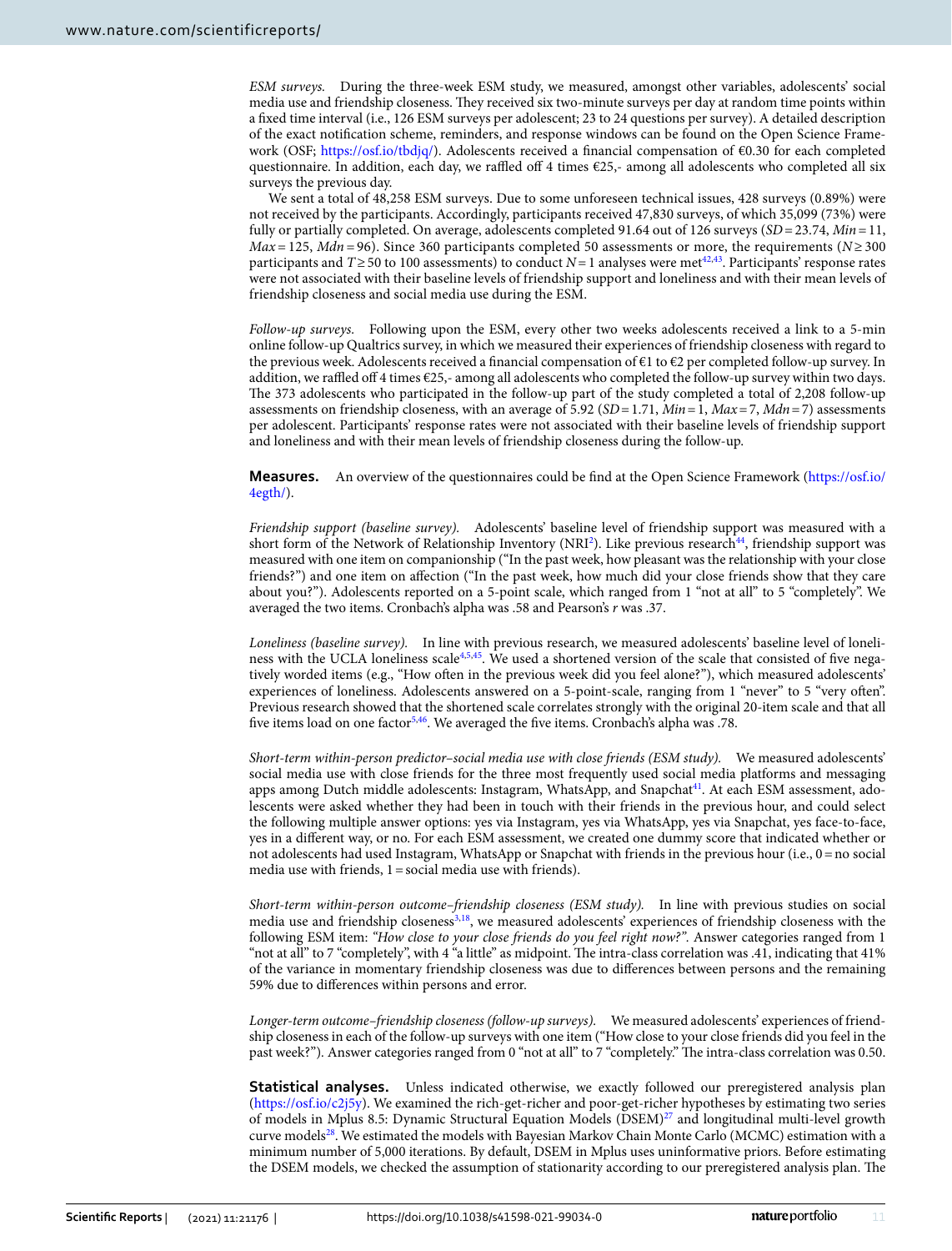*ESM surveys.* During the three-week ESM study, we measured, amongst other variables, adolescents' social media use and friendship closeness. They received six two-minute surveys per day at random time points within a fixed time interval (i.e., 126 ESM surveys per adolescent; 23 to 24 questions per survey). A detailed description of the exact notification scheme, reminders, and response windows can be found on the Open Science Framework (OSF; https://osf.io/tbdjq/). Adolescents received a financial compensation of €0.30 for each completed questionnaire. In addition, each day, we raffled off 4 times €25,- among all adolescents who completed all six surveys the previous day.

We sent a total of 48,258 ESM surveys. Due to some unforeseen technical issues, 428 surveys (0.89%) were not received by the participants. Accordingly, participants received 47,830 surveys, of which 35,099 (73%) were fully or partially completed. On average, adolescents completed 91.64 out of 126 surveys ($SD = 23.74$, $Min = 11$, $Max = 125$, $Mdn = 96$). Since 360 participants completed 50 assessments or more, the requirements ($N \geq 300$ participants and $T \geq 50$ to 100 assessments) to conduct $N = 1$ analyses were met[42,43]. Participants' response rates were not associated with their baseline levels of friendship support and loneliness and with their mean levels of friendship closeness and social media use during the ESM.

*Follow-up surveys.* Following upon the ESM, every other two weeks adolescents received a link to a 5-min online follow-up Qualtrics survey, in which we measured their experiences of friendship closeness with regard to the previous week. Adolescents received a financial compensation of €1 to €2 per completed follow-up survey. In addition, we raffled off 4 times €25,- among all adolescents who completed the follow-up survey within two days. The 373 adolescents who participated in the follow-up part of the study completed a total of 2,208 follow-up assessments on friendship closeness, with an average of 5.92 ($SD = 1.71$, $Min = 1$, $Max = 7$, $Mdn = 7$) assessments per adolescent. Participants' response rates were not associated with their baseline levels of friendship support and loneliness and with their mean levels of friendship closeness during the follow-up.

**Measures.** An overview of the questionnaires could be find at the Open Science Framework (https://osf.io/4egth/).

*Friendship support (baseline survey).* Adolescents' baseline level of friendship support was measured with a short form of the Network of Relationship Inventory (NRI[2]). Like previous research[44], friendship support was measured with one item on companionship ("In the past week, how pleasant was the relationship with your close friends?") and one item on affection ("In the past week, how much did your close friends show that they care about you?"). Adolescents reported on a 5-point scale, which ranged from 1 "not at all" to 5 "completely". We averaged the two items. Cronbach's alpha was .58 and Pearson's *r* was .37.

*Loneliness (baseline survey).* In line with previous research, we measured adolescents' baseline level of loneliness with the UCLA loneliness scale[4,5,45]. We used a shortened version of the scale that consisted of five negatively worded items (e.g., "How often in the previous week did you feel alone?"), which measured adolescents' experiences of loneliness. Adolescents answered on a 5-point-scale, ranging from 1 "never" to 5 "very often". Previous research showed that the shortened scale correlates strongly with the original 20-item scale and that all five items load on one factor[5,46]. We averaged the five items. Cronbach's alpha was .78.

*Short-term within-person predictor–social media use with close friends (ESM study).* We measured adolescents' social media use with close friends for the three most frequently used social media platforms and messaging apps among Dutch middle adolescents: Instagram, WhatsApp, and Snapchat[41]. At each ESM assessment, adolescents were asked whether they had been in touch with their friends in the previous hour, and could select the following multiple answer options: yes via Instagram, yes via WhatsApp, yes via Snapchat, yes face-to-face, yes in a different way, or no. For each ESM assessment, we created one dummy score that indicated whether or not adolescents had used Instagram, WhatsApp or Snapchat with friends in the previous hour (i.e., 0 = no social media use with friends, 1 = social media use with friends).

*Short-term within-person outcome–friendship closeness (ESM study).* In line with previous studies on social media use and friendship closeness[3,18], we measured adolescents' experiences of friendship closeness with the following ESM item: *"How close to your close friends do you feel right now?"*. Answer categories ranged from 1 "not at all" to 7 "completely", with 4 "a little" as midpoint. The intra-class correlation was .41, indicating that 41% of the variance in momentary friendship closeness was due to differences between persons and the remaining 59% due to differences within persons and error.

*Longer-term outcome–friendship closeness (follow-up surveys).* We measured adolescents' experiences of friendship closeness in each of the follow-up surveys with one item ("How close to your close friends did you feel in the past week?"). Answer categories ranged from 0 "not at all" to 7 "completely." The intra-class correlation was 0.50.

**Statistical analyses.** Unless indicated otherwise, we exactly followed our preregistered analysis plan (https://osf.io/c2j5y). We examined the rich-get-richer and poor-get-richer hypotheses by estimating two series of models in Mplus 8.5: Dynamic Structural Equation Models (DSEM)[27] and longitudinal multi-level growth curve models[28]. We estimated the models with Bayesian Markov Chain Monte Carlo (MCMC) estimation with a minimum number of 5,000 iterations. By default, DSEM in Mplus uses uninformative priors. Before estimating the DSEM models, we checked the assumption of stationarity according to our preregistered analysis plan. The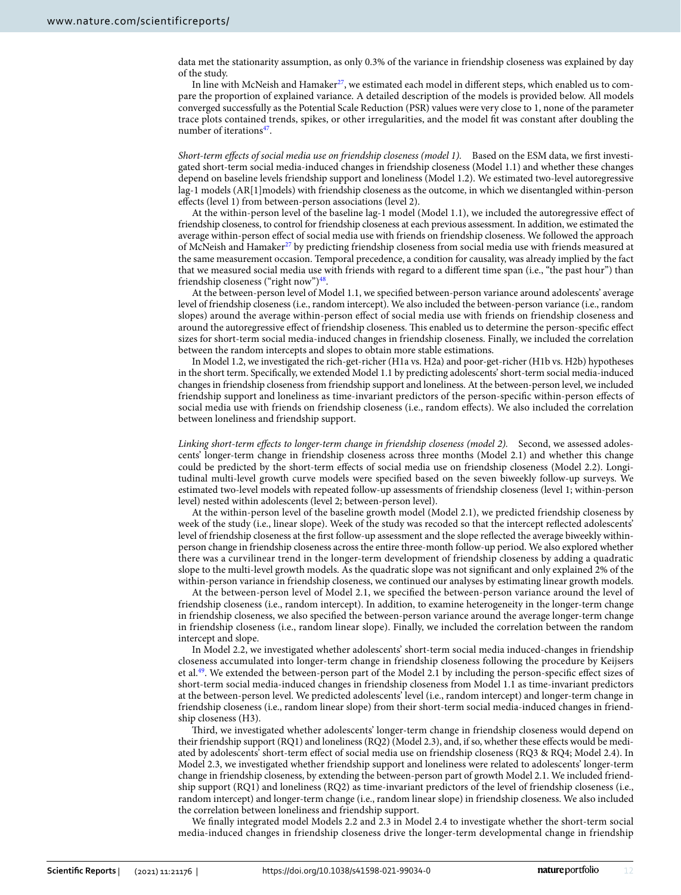data met the stationarity assumption, as only 0.3% of the variance in friendship closeness was explained by day of the study.

In line with McNeish and Hamaker[27], we estimated each model in different steps, which enabled us to compare the proportion of explained variance. A detailed description of the models is provided below. All models converged successfully as the Potential Scale Reduction (PSR) values were very close to 1, none of the parameter trace plots contained trends, spikes, or other irregularities, and the model fit was constant after doubling the number of iterations[47].

*Short-term effects of social media use on friendship closeness (model 1).* Based on the ESM data, we first investigated short-term social media-induced changes in friendship closeness (Model 1.1) and whether these changes depend on baseline levels friendship support and loneliness (Model 1.2). We estimated two-level autoregressive lag-1 models (AR[1]models) with friendship closeness as the outcome, in which we disentangled within-person effects (level 1) from between-person associations (level 2).

At the within-person level of the baseline lag-1 model (Model 1.1), we included the autoregressive effect of friendship closeness, to control for friendship closeness at each previous assessment. In addition, we estimated the average within-person effect of social media use with friends on friendship closeness. We followed the approach of McNeish and Hamaker[27] by predicting friendship closeness from social media use with friends measured at the same measurement occasion. Temporal precedence, a condition for causality, was already implied by the fact that we measured social media use with friends with regard to a different time span (i.e., "the past hour") than friendship closeness ("right now")[48].

At the between-person level of Model 1.1, we specified between-person variance around adolescents' average level of friendship closeness (i.e., random intercept). We also included the between-person variance (i.e., random slopes) around the average within-person effect of social media use with friends on friendship closeness and around the autoregressive effect of friendship closeness. This enabled us to determine the person-specific effect sizes for short-term social media-induced changes in friendship closeness. Finally, we included the correlation between the random intercepts and slopes to obtain more stable estimations.

In Model 1.2, we investigated the rich-get-richer (H1a vs. H2a) and poor-get-richer (H1b vs. H2b) hypotheses in the short term. Specifically, we extended Model 1.1 by predicting adolescents' short-term social media-induced changes in friendship closeness from friendship support and loneliness. At the between-person level, we included friendship support and loneliness as time-invariant predictors of the person-specific within-person effects of social media use with friends on friendship closeness (i.e., random effects). We also included the correlation between loneliness and friendship support.

*Linking short-term effects to longer-term change in friendship closeness (model 2).* Second, we assessed adolescents' longer-term change in friendship closeness across three months (Model 2.1) and whether this change could be predicted by the short-term effects of social media use on friendship closeness (Model 2.2). Longitudinal multi-level growth curve models were specified based on the seven biweekly follow-up surveys. We estimated two-level models with repeated follow-up assessments of friendship closeness (level 1; within-person level) nested within adolescents (level 2; between-person level).

At the within-person level of the baseline growth model (Model 2.1), we predicted friendship closeness by week of the study (i.e., linear slope). Week of the study was recoded so that the intercept reflected adolescents' level of friendship closeness at the first follow-up assessment and the slope reflected the average biweekly within-person change in friendship closeness across the entire three-month follow-up period. We also explored whether there was a curvilinear trend in the longer-term development of friendship closeness by adding a quadratic slope to the multi-level growth models. As the quadratic slope was not significant and only explained 2% of the within-person variance in friendship closeness, we continued our analyses by estimating linear growth models.

At the between-person level of Model 2.1, we specified the between-person variance around the level of friendship closeness (i.e., random intercept). In addition, to examine heterogeneity in the longer-term change in friendship closeness, we also specified the between-person variance around the average longer-term change in friendship closeness (i.e., random linear slope). Finally, we included the correlation between the random intercept and slope.

In Model 2.2, we investigated whether adolescents' short-term social media induced-changes in friendship closeness accumulated into longer-term change in friendship closeness following the procedure by Keijsers et al.[49]. We extended the between-person part of the Model 2.1 by including the person-specific effect sizes of short-term social media-induced changes in friendship closeness from Model 1.1 as time-invariant predictors at the between-person level. We predicted adolescents' level (i.e., random intercept) and longer-term change in friendship closeness (i.e., random linear slope) from their short-term social media-induced changes in friendship closeness (H3).

Third, we investigated whether adolescents' longer-term change in friendship closeness would depend on their friendship support (RQ1) and loneliness (RQ2) (Model 2.3), and, if so, whether these effects would be mediated by adolescents' short-term effect of social media use on friendship closeness (RQ3 & RQ4; Model 2.4). In Model 2.3, we investigated whether friendship support and loneliness were related to adolescents' longer-term change in friendship closeness, by extending the between-person part of growth Model 2.1. We included friendship support (RQ1) and loneliness (RQ2) as time-invariant predictors of the level of friendship closeness (i.e., random intercept) and longer-term change (i.e., random linear slope) in friendship closeness. We also included the correlation between loneliness and friendship support.

We finally integrated model Models 2.2 and 2.3 in Model 2.4 to investigate whether the short-term social media-induced changes in friendship closeness drive the longer-term developmental change in friendship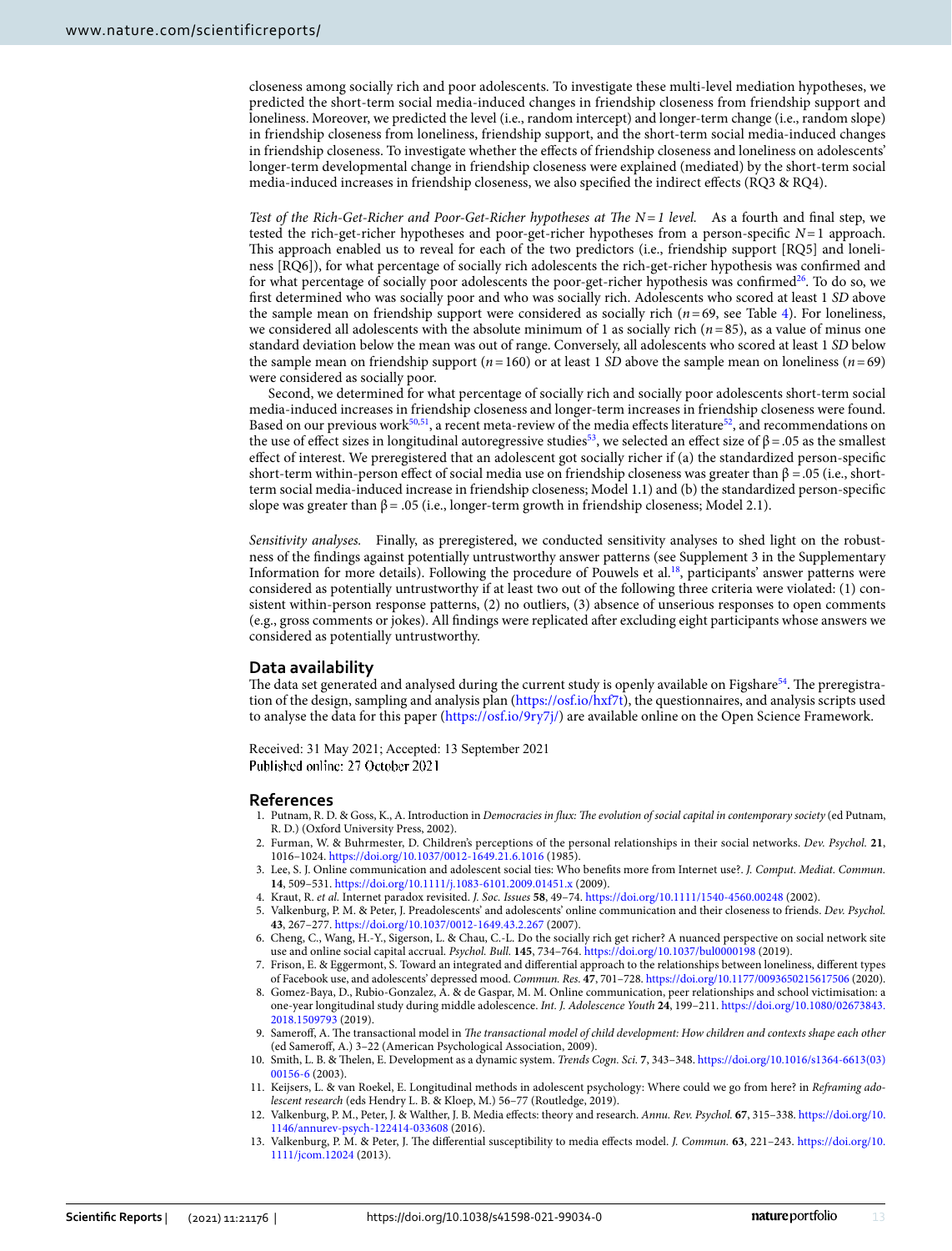closeness among socially rich and poor adolescents. To investigate these multi-level mediation hypotheses, we predicted the short-term social media-induced changes in friendship closeness from friendship support and loneliness. Moreover, we predicted the level (i.e., random intercept) and longer-term change (i.e., random slope) in friendship closeness from loneliness, friendship support, and the short-term social media-induced changes in friendship closeness. To investigate whether the effects of friendship closeness and loneliness on adolescents' longer-term developmental change in friendship closeness were explained (mediated) by the short-term social media-induced increases in friendship closeness, we also specified the indirect effects (RQ3 & RQ4).

*Test of the Rich-Get-Richer and Poor-Get-Richer hypotheses at The N = 1 level.* As a fourth and final step, we tested the rich-get-richer hypotheses and poor-get-richer hypotheses from a person-specific $N = 1$ approach. This approach enabled us to reveal for each of the two predictors (i.e., friendship support [RQ5] and loneliness [RQ6]), for what percentage of socially rich adolescents the rich-get-richer hypothesis was confirmed and for what percentage of socially poor adolescents the poor-get-richer hypothesis was confirmed[26]. To do so, we first determined who was socially poor and who was socially rich. Adolescents who scored at least 1 *SD* above the sample mean on friendship support were considered as socially rich ($n = 69$, see Table 4). For loneliness, we considered all adolescents with the absolute minimum of 1 as socially rich ($n = 85$), as a value of minus one standard deviation below the mean was out of range. Conversely, all adolescents who scored at least 1 *SD* below the sample mean on friendship support ($n = 160$) or at least 1 *SD* above the sample mean on loneliness ($n = 69$) were considered as socially poor.

Second, we determined for what percentage of socially rich and socially poor adolescents short-term social media-induced increases in friendship closeness and longer-term increases in friendship closeness were found. Based on our previous work[50,51], a recent meta-review of the media effects literature[52], and recommendations on the use of effect sizes in longitudinal autoregressive studies[53], we selected an effect size of $\beta = .05$ as the smallest effect of interest. We preregistered that an adolescent got socially richer if (a) the standardized person-specific short-term within-person effect of social media use on friendship closeness was greater than $\beta = .05$ (i.e., short-term social media-induced increase in friendship closeness; Model 1.1) and (b) the standardized person-specific slope was greater than $\beta = .05$ (i.e., longer-term growth in friendship closeness; Model 2.1).

*Sensitivity analyses.* Finally, as preregistered, we conducted sensitivity analyses to shed light on the robustness of the findings against potentially untrustworthy answer patterns (see Supplement 3 in the Supplementary Information for more details). Following the procedure of Pouwels et al.[18], participants' answer patterns were considered as potentially untrustworthy if at least two out of the following three criteria were violated: (1) consistent within-person response patterns, (2) no outliers, (3) absence of unserious responses to open comments (e.g., gross comments or jokes). All findings were replicated after excluding eight participants whose answers we considered as potentially untrustworthy.

## Data availability

The data set generated and analysed during the current study is openly available on Figshare[54]. The preregistration of the design, sampling and analysis plan (https://osf.io/hxf7t), the questionnaires, and analysis scripts used to analyse the data for this paper (https://osf.io/9ry7j/) are available online on the Open Science Framework.

Received: 31 May 2021; Accepted: 13 September 2021
Published online: 27 October 2021

## References

1. Putnam, R. D. & Goss, K., A. Introduction in *Democracies in flux: The evolution of social capital in contemporary society* (ed Putnam, R. D.) (Oxford University Press, 2002).
2. Furman, W. & Buhrmester, D. Children's perceptions of the personal relationships in their social networks. *Dev. Psychol.* **21**, 1016–1024. https://doi.org/10.1037/0012-1649.21.6.1016 (1985).
3. Lee, S. J. Online communication and adolescent social ties: Who benefits more from Internet use?. *J. Comput. Mediat. Commun.* **14**, 509–531. https://doi.org/10.1111/j.1083-6101.2009.01451.x (2009).
4. Kraut, R. *et al.* Internet paradox revisited. *J. Soc. Issues* **58**, 49–74. https://doi.org/10.1111/1540-4560.00248 (2002).
5. Valkenburg, P. M. & Peter, J. Preadolescents' and adolescents' online communication and their closeness to friends. *Dev. Psychol.* **43**, 267–277. https://doi.org/10.1037/0012-1649.43.2.267 (2007).
6. Cheng, C., Wang, H.-Y., Sigerson, L. & Chau, C.-L. Do the socially rich get richer? A nuanced perspective on social network site use and online social capital accrual. *Psychol. Bull.* **145**, 734–764. https://doi.org/10.1037/bul0000198 (2019).
7. Frison, E. & Eggermont, S. Toward an integrated and differential approach to the relationships between loneliness, different types of Facebook use, and adolescents' depressed mood. *Commun. Res.* **47**, 701–728. https://doi.org/10.1177/0093650215617506 (2020).
8. Gomez-Baya, D., Rubio-Gonzalez, A. & de Gaspar, M. M. Online communication, peer relationships and school victimisation: a one-year longitudinal study during middle adolescence. *Int. J. Adolescence Youth* **24**, 199–211. https://doi.org/10.1080/02673843.2018.1509793 (2019).
9. Sameroff, A. The transactional model in *The transactional model of child development: How children and contexts shape each other* (ed Sameroff, A.) 3–22 (American Psychological Association, 2009).
10. Smith, L. B. & Thelen, E. Development as a dynamic system. *Trends Cogn. Sci.* **7**, 343–348. https://doi.org/10.1016/s1364-6613(03)00156-6 (2003).
11. Keijsers, L. & van Roekel, E. Longitudinal methods in adolescent psychology: Where could we go from here? in *Reframing adolescent research* (eds Hendry L. B. & Kloep, M.) 56–77 (Routledge, 2019).
12. Valkenburg, P. M., Peter, J. & Walther, J. B. Media effects: theory and research. *Annu. Rev. Psychol.* **67**, 315–338. https://doi.org/10.1146/annurev-psych-122414-033608 (2016).
13. Valkenburg, P. M. & Peter, J. The differential susceptibility to media effects model. *J. Commun.* **63**, 221–243. https://doi.org/10.1111/jcom.12024 (2013).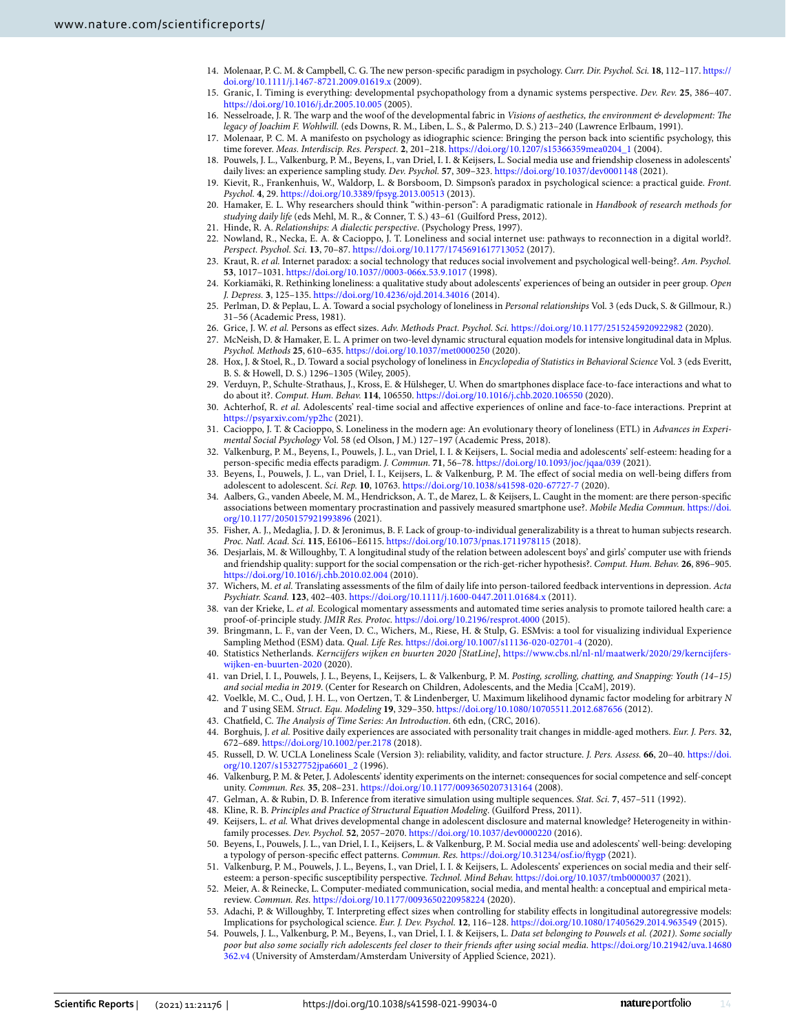14. Molenaar, P. C. M. & Campbell, C. G. The new person-specific paradigm in psychology. *Curr. Dir. Psychol. Sci.* **18**, 112–117. https://doi.org/10.1111/j.1467-8721.2009.01619.x (2009).
15. Granic, I. Timing is everything: developmental psychopathology from a dynamic systems perspective. *Dev. Rev.* **25**, 386–407. https://doi.org/10.1016/j.dr.2005.10.005 (2005).
16. Nesselroade, J. R. The warp and the woof of the developmental fabric in *Visions of aesthetics, the environment & development: The legacy of Joachim F. Wohlwill*. (eds Downs, R. M., Liben, L. S., & Palermo, D. S.) 213–240 (Lawrence Erlbaum, 1991).
17. Molenaar, P. C. M. A manifesto on psychology as idiographic science: Bringing the person back into scientific psychology, this time forever. *Meas. Interdiscip. Res. Perspect.* **2**, 201–218. https://doi.org/10.1207/s15366359mea0204_1 (2004).
18. Pouwels, J. L., Valkenburg, P. M., Beyens, I., van Driel, I. I. & Keijsers, L. Social media use and friendship closeness in adolescents' daily lives: an experience sampling study. *Dev. Psychol.* **57**, 309–323. https://doi.org/10.1037/dev0001148 (2021).
19. Kievit, R., Frankenhuis, W., Waldorp, L. & Borsboom, D. Simpson's paradox in psychological science: a practical guide. *Front. Psychol.* **4**, 29. https://doi.org/10.3389/fpsyg.2013.00513 (2013).
20. Hamaker, E. L. Why researchers should think "within-person": A paradigmatic rationale in *Handbook of research methods for studying daily life* (eds Mehl, M. R., & Conner, T. S.) 43–61 (Guilford Press, 2012).
21. Hinde, R. A. *Relationships: A dialectic perspective*. (Psychology Press, 1997).
22. Nowland, R., Necka, E. A. & Cacioppo, J. T. Loneliness and social internet use: pathways to reconnection in a digital world?. *Perspect. Psychol. Sci.* **13**, 70–87. https://doi.org/10.1177/1745691617713052 (2017).
23. Kraut, R. *et al.* Internet paradox: a social technology that reduces social involvement and psychological well-being?. *Am. Psychol.* **53**, 1017–1031. https://doi.org/10.1037//0003-066x.53.9.1017 (1998).
24. Korkiamäki, R. Rethinking loneliness: a qualitative study about adolescents' experiences of being an outsider in peer group. *Open J. Depress.* **3**, 125–135. https://doi.org/10.4236/ojd.2014.34016 (2014).
25. Perlman, D. & Peplau, L. A. Toward a social psychology of loneliness in *Personal relationships* Vol. 3 (eds Duck, S. & Gillmour, R.) 31–56 (Academic Press, 1981).
26. Grice, J. W. *et al.* Persons as effect sizes. *Adv. Methods Pract. Psychol. Sci.* https://doi.org/10.1177/2515245920922982 (2020).
27. McNeish, D. & Hamaker, E. L. A primer on two-level dynamic structural equation models for intensive longitudinal data in Mplus. *Psychol. Methods* **25**, 610–635. https://doi.org/10.1037/met0000250 (2020).
28. Hox, J. & Stoel, R., D. Toward a social psychology of loneliness in *Encyclopedia of Statistics in Behavioral Science* Vol. 3 (eds Everitt, B. S. & Howell, D. S.) 1296–1305 (Wiley, 2005).
29. Verduyn, P., Schulte-Strathaus, J., Kross, E. & Hülsheger, U. When do smartphones displace face-to-face interactions and what to do about it?. *Comput. Hum. Behav.* **114**, 106550. https://doi.org/10.1016/j.chb.2020.106550 (2020).
30. Achterhof, R. *et al.* Adolescents' real-time social and affective experiences of online and face-to-face interactions. Preprint at https://psyarxiv.com/yp2hc (2021).
31. Cacioppo, J. T. & Cacioppo, S. Loneliness in the modern age: An evolutionary theory of loneliness (ETL) in *Advances in Experimental Social Psychology* Vol. 58 (ed Olson, J M.) 127–197 (Academic Press, 2018).
32. Valkenburg, P. M., Beyens, I., Pouwels, J. L., van Driel, I. I. & Keijsers, L. Social media and adolescents' self-esteem: heading for a person-specific media effects paradigm. *J. Commun.* **71**, 56–78. https://doi.org/10.1093/joc/jqaa/039 (2021).
33. Beyens, I., Pouwels, J. L., van Driel, I. I., Keijsers, L. & Valkenburg, P. M. The effect of social media on well-being differs from adolescent to adolescent. *Sci. Rep.* **10**, 10763. https://doi.org/10.1038/s41598-020-67727-7 (2020).
34. Aalbers, G., vanden Abeele, M. M., Hendrickson, A. T., de Marez, L. & Keijsers, L. Caught in the moment: are there person-specific associations between momentary procrastination and passively measured smartphone use?. *Mobile Media Commun.* https://doi.org/10.1177/2050157921993896 (2021).
35. Fisher, A. J., Medaglia, J. D. & Jeronimus, B. F. Lack of group-to-individual generalizability is a threat to human subjects research. *Proc. Natl. Acad. Sci.* **115**, E6106–E6115. https://doi.org/10.1073/pnas.1711978115 (2018).
36. Desjarlais, M. & Willoughby, T. A longitudinal study of the relation between adolescent boys' and girls' computer use with friends and friendship quality: support for the social compensation or the rich-get-richer hypothesis?. *Comput. Hum. Behav.* **26**, 896–905. https://doi.org/10.1016/j.chb.2010.02.004 (2010).
37. Wichers, M. *et al.* Translating assessments of the film of daily life into person-tailored feedback interventions in depression. *Acta Psychiatr. Scand.* **123**, 402–403. https://doi.org/10.1111/j.1600-0447.2011.01684.x (2011).
38. van der Krieke, L. *et al.* Ecological momentary assessments and automated time series analysis to promote tailored health care: a proof-of-principle study. *JMIR Res. Protoc.* https://doi.org/10.2196/resprot.4000 (2015).
39. Bringmann, L. F., van der Veen, D. C., Wichers, M., Riese, H. & Stulp, G. ESMvis: a tool for visualizing individual Experience Sampling Method (ESM) data. *Qual. Life Res.* https://doi.org/10.1007/s11136-020-02701-4 (2020).
40. Statistics Netherlands. *Kerncijfers wijken en buurten 2020 [StatLine]*, https://www.cbs.nl/nl-nl/maatwerk/2020/29/kerncijfers-wijken-en-buurten-2020 (2020).
41. van Driel, I. I., Pouwels, J. L., Beyens, I., Keijsers, L. & Valkenburg, P. M. *Posting, scrolling, chatting, and Snapping: Youth (14–15) and social media in 2019*. (Center for Research on Children, Adolescents, and the Media [CcaM], 2019).
42. Voelkle, M. C., Oud, J. H. L., von Oertzen, T. & Lindenberger, U. Maximum likelihood dynamic factor modeling for arbitrary *N* and *T* using SEM. *Struct. Equ. Modeling* **19**, 329–350. https://doi.org/10.1080/10705511.2012.687656 (2012).
43. Chatfield, C. *The Analysis of Time Series: An Introduction*. 6th edn, (CRC, 2016).
44. Borghuis, J. *et al.* Positive daily experiences are associated with personality trait changes in middle-aged mothers. *Eur. J. Pers.* **32**, 672–689. https://doi.org/10.1002/per.2178 (2018).
45. Russell, D. W. UCLA Loneliness Scale (Version 3): reliability, validity, and factor structure. *J. Pers. Assess.* **66**, 20–40. https://doi.org/10.1207/s15327752jpa6601_2 (1996).
46. Valkenburg, P. M. & Peter, J. Adolescents' identity experiments on the internet: consequences for social competence and self-concept unity. *Commun. Res.* **35**, 208–231. https://doi.org/10.1177/0093650207313164 (2008).
47. Gelman, A. & Rubin, D. B. Inference from iterative simulation using multiple sequences. *Stat. Sci.* **7**, 457–511 (1992).
48. Kline, R. B. *Principles and Practice of Structural Equation Modeling*. (Guilford Press, 2011).
49. Keijsers, L. *et al.* What drives developmental change in adolescent disclosure and maternal knowledge? Heterogeneity in within-family processes. *Dev. Psychol.* **52**, 2057–2070. https://doi.org/10.1037/dev0000220 (2016).
50. Beyens, I., Pouwels, J. L., van Driel, I. I., Keijsers, L. & Valkenburg, P. M. Social media use and adolescents' well-being: developing a typology of person-specific effect patterns. *Commun. Res.* https://doi.org/10.31234/osf.io/ftygp (2021).
51. Valkenburg, P. M., Pouwels, J. L., Beyens, I., van Driel, I. I. & Keijsers, L. Adolescents' experiences on social media and their self-esteem: a person-specific susceptibility perspective. *Technol. Mind Behav.* https://doi.org/10.1037/tmb0000037 (2021).
52. Meier, A. & Reinecke, L. Computer-mediated communication, social media, and mental health: a conceptual and empirical meta-review. *Commun. Res.* https://doi.org/10.1177/0093650220958224 (2020).
53. Adachi, P. & Willoughby, T. Interpreting effect sizes when controlling for stability effects in longitudinal autoregressive models: Implications for psychological science. *Eur. J. Dev. Psychol.* **12**, 116–128. https://doi.org/10.1080/17405629.2014.963549 (2015).
54. Pouwels, J. L., Valkenburg, P. M., Beyens, I., van Driel, I. I. & Keijsers, L. *Data set belonging to Pouwels et al. (2021). Some socially poor but also some socially rich adolescents feel closer to their friends after using social media.* https://doi.org/10.21942/uva.14680362.v4 (University of Amsterdam/Amsterdam University of Applied Science, 2021).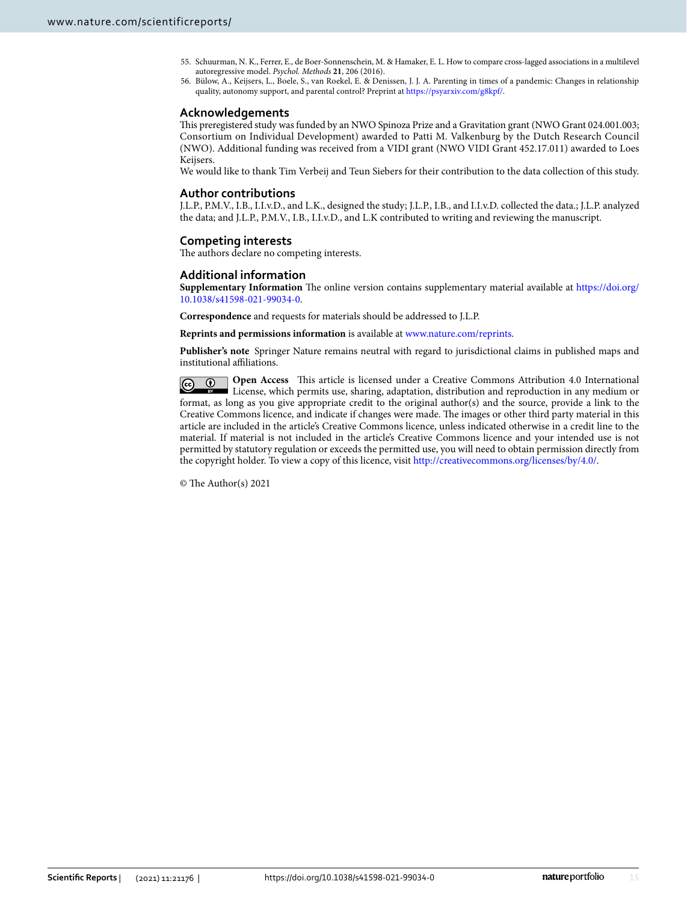55. Schuurman, N. K., Ferrer, E., de Boer-Sonnenschein, M. & Hamaker, E. L. How to compare cross-lagged associations in a multilevel autoregressive model. *Psychol. Methods* **21**, 206 (2016).
56. Bülow, A., Keijsers, L., Boele, S., van Roekel, E. & Denissen, J. J. A. Parenting in times of a pandemic: Changes in relationship quality, autonomy support, and parental control? Preprint at https://psyarxiv.com/g8kpf/.

## Acknowledgements

This preregistered study was funded by an NWO Spinoza Prize and a Gravitation grant (NWO Grant 024.001.003; Consortium on Individual Development) awarded to Patti M. Valkenburg by the Dutch Research Council (NWO). Additional funding was received from a VIDI grant (NWO VIDI Grant 452.17.011) awarded to Loes Keijsers.

We would like to thank Tim Verbeij and Teun Siebers for their contribution to the data collection of this study.

## Author contributions

J.L.P., P.M.V., I.B., I.I.v.D., and L.K., designed the study; J.L.P., I.B., and I.I.v.D. collected the data.; J.L.P. analyzed the data; and J.L.P., P.M.V., I.B., I.I.v.D., and L.K contributed to writing and reviewing the manuscript.

## Competing interests

The authors declare no competing interests.

## Additional information

**Supplementary Information** The online version contains supplementary material available at https://doi.org/10.1038/s41598-021-99034-0.

**Correspondence** and requests for materials should be addressed to J.L.P.

**Reprints and permissions information** is available at www.nature.com/reprints.

**Publisher's note** Springer Nature remains neutral with regard to jurisdictional claims in published maps and institutional affiliations.

**Open Access** This article is licensed under a Creative Commons Attribution 4.0 International License, which permits use, sharing, adaptation, distribution and reproduction in any medium or format, as long as you give appropriate credit to the original author(s) and the source, provide a link to the Creative Commons licence, and indicate if changes were made. The images or other third party material in this article are included in the article's Creative Commons licence, unless indicated otherwise in a credit line to the material. If material is not included in the article's Creative Commons licence and your intended use is not permitted by statutory regulation or exceeds the permitted use, you will need to obtain permission directly from the copyright holder. To view a copy of this licence, visit http://creativecommons.org/licenses/by/4.0/.

© The Author(s) 2021